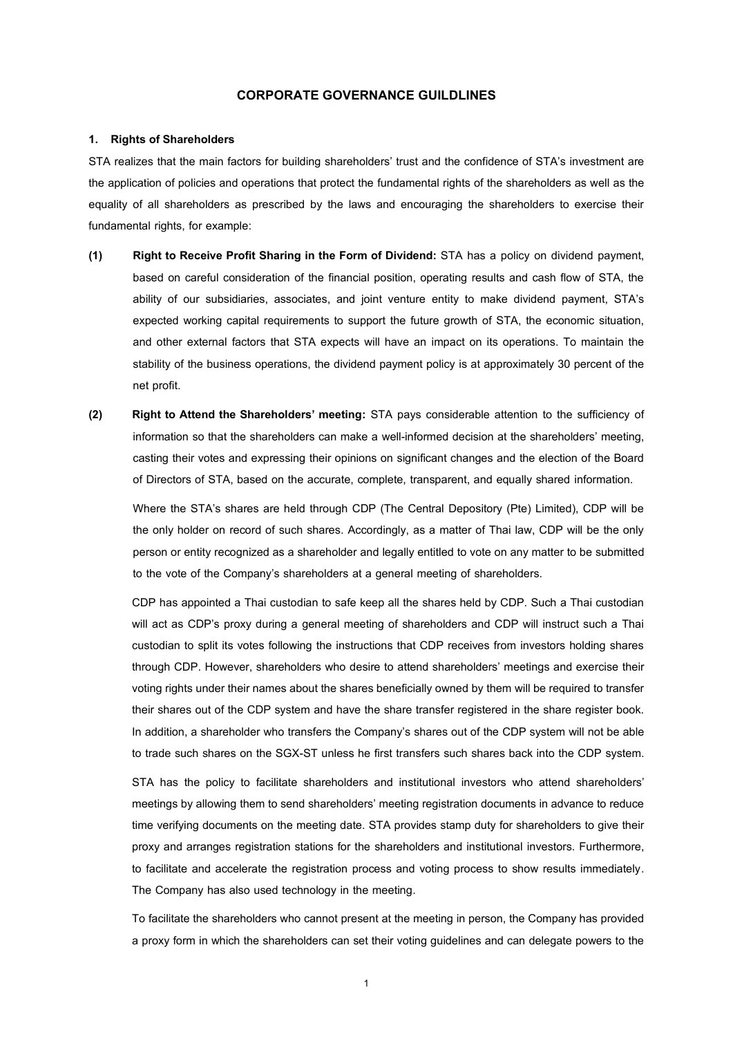# CORPORATE GOVERNANCE GUILDLINES

## 1. Rights of Shareholders

STA realizes that the main factors for building shareholders' trust and the confidence of STA's investment are the application of policies and operations that protect the fundamental rights of the shareholders as well as the equality of all shareholders as prescribed by the laws and encouraging the shareholders to exercise their fundamental rights, for example:

**(1) Right to Receive Profit Sharing in the Form of Dividend:** STA has a policy on dividend payment, based on careful consideration of the financial position, operating results and cash flow of STA, the ability of our subsidiaries, associates, and joint venture entity to make dividend payment, STA's expected working capital requirements to support the future growth of STA, the economic situation, and other external factors that STA expects will have an impact on its operations. To maintain the stability of the business operations, the dividend payment policy is at approximately 30 percent of the net profit.

**(2) Right to Attend the Shareholders' meeting:** STA pays considerable attention to the sufficiency of information so that the shareholders can make a well-informed decision at the shareholders' meeting, casting their votes and expressing their opinions on significant changes and the election of the Board of Directors of STA, based on the accurate, complete, transparent, and equally shared information.

Where the STA's shares are held through CDP (The Central Depository (Pte) Limited), CDP will be the only holder on record of such shares. Accordingly, as a matter of Thai law, CDP will be the only person or entity recognized as a shareholder and legally entitled to vote on any matter to be submitted to the vote of the Company's shareholders at a general meeting of shareholders.

CDP has appointed a Thai custodian to safe keep all the shares held by CDP. Such a Thai custodian will act as CDP's proxy during a general meeting of shareholders and CDP will instruct such a Thai custodian to split its votes following the instructions that CDP receives from investors holding shares through CDP. However, shareholders who desire to attend shareholders' meetings and exercise their voting rights under their names about the shares beneficially owned by them will be required to transfer their shares out of the CDP system and have the share transfer registered in the share register book. In addition, a shareholder who transfers the Company's shares out of the CDP system will not be able to trade such shares on the SGX-ST unless he first transfers such shares back into the CDP system.

STA has the policy to facilitate shareholders and institutional investors who attend shareholders' meetings by allowing them to send shareholders' meeting registration documents in advance to reduce time verifying documents on the meeting date. STA provides stamp duty for shareholders to give their proxy and arranges registration stations for the shareholders and institutional investors. Furthermore, to facilitate and accelerate the registration process and voting process to show results immediately. The Company has also used technology in the meeting.

To facilitate the shareholders who cannot present at the meeting in person, the Company has provided a proxy form in which the shareholders can set their voting guidelines and can delegate powers to the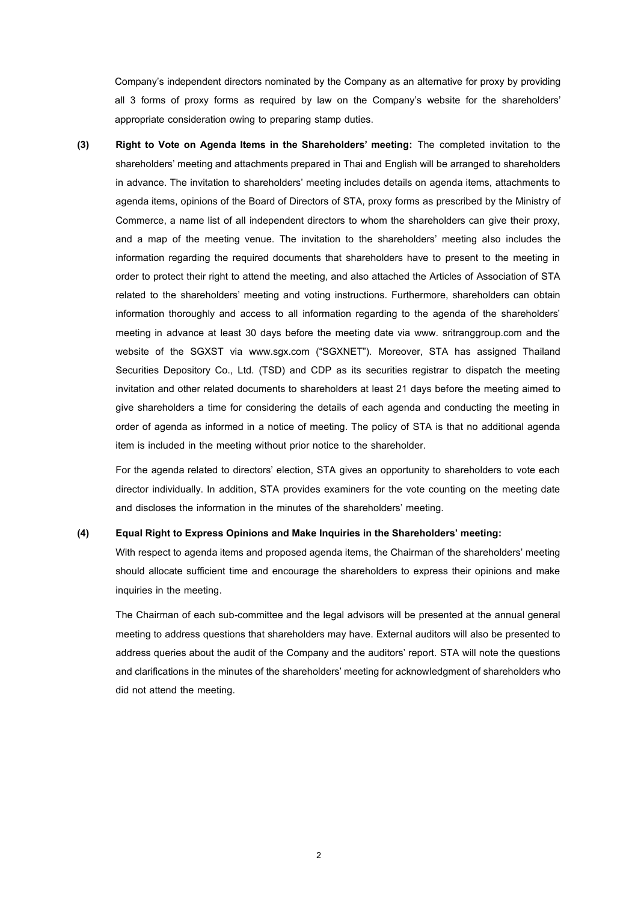Company's independent directors nominated by the Company as an alternative for proxy by providing all 3 forms of proxy forms as required by law on the Company's website for the shareholders' appropriate consideration owing to preparing stamp duties.

**(3) Right to Vote on Agenda Items in the Shareholders' meeting:** The completed invitation to the shareholders' meeting and attachments prepared in Thai and English will be arranged to shareholders in advance. The invitation to shareholders' meeting includes details on agenda items, attachments to agenda items, opinions of the Board of Directors of STA, proxy forms as prescribed by the Ministry of Commerce, a name list of all independent directors to whom the shareholders can give their proxy, and a map of the meeting venue. The invitation to the shareholders' meeting also includes the information regarding the required documents that shareholders have to present to the meeting in order to protect their right to attend the meeting, and also attached the Articles of Association of STA related to the shareholders' meeting and voting instructions. Furthermore, shareholders can obtain information thoroughly and access to all information regarding to the agenda of the shareholders' meeting in advance at least 30 days before the meeting date via www. sritranggroup.com and the website of the SGXST via www.sgx.com ("SGXNET"). Moreover, STA has assigned Thailand Securities Depository Co., Ltd. (TSD) and CDP as its securities registrar to dispatch the meeting invitation and other related documents to shareholders at least 21 days before the meeting aimed to give shareholders a time for considering the details of each agenda and conducting the meeting in order of agenda as informed in a notice of meeting. The policy of STA is that no additional agenda item is included in the meeting without prior notice to the shareholder.

For the agenda related to directors' election, STA gives an opportunity to shareholders to vote each director individually. In addition, STA provides examiners for the vote counting on the meeting date and discloses the information in the minutes of the shareholders' meeting.

**(4) Equal Right to Express Opinions and Make Inquiries in the Shareholders' meeting:**

With respect to agenda items and proposed agenda items, the Chairman of the shareholders' meeting should allocate sufficient time and encourage the shareholders to express their opinions and make inquiries in the meeting.

The Chairman of each sub-committee and the legal advisors will be presented at the annual general meeting to address questions that shareholders may have. External auditors will also be presented to address queries about the audit of the Company and the auditors' report. STA will note the questions and clarifications in the minutes of the shareholders' meeting for acknowledgment of shareholders who did not attend the meeting.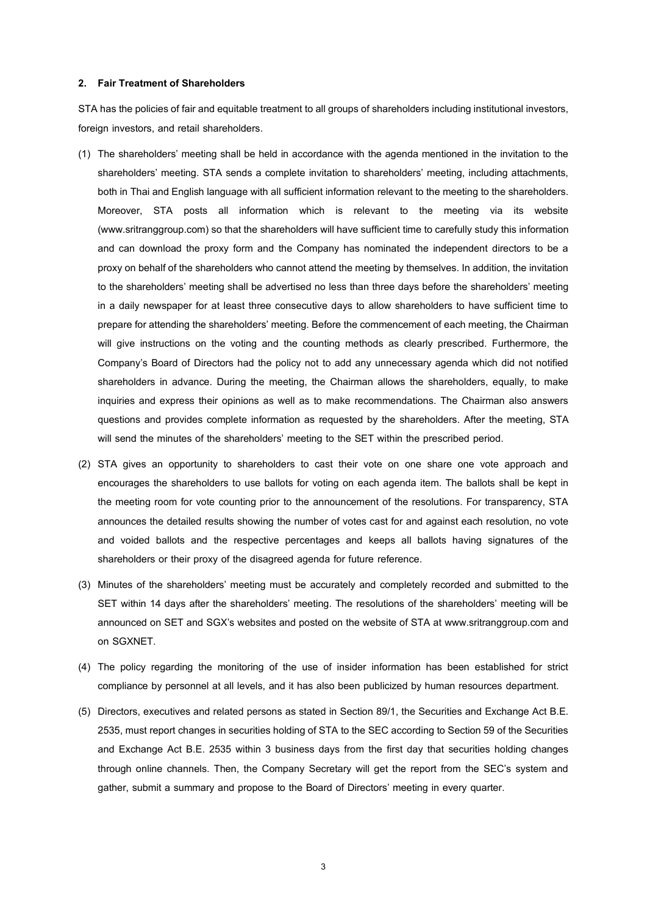### 2. Fair Treatment of Shareholders

STA has the policies of fair and equitable treatment to all groups of shareholders including institutional investors, foreign investors, and retail shareholders.

(1) The shareholders' meeting shall be held in accordance with the agenda mentioned in the invitation to the shareholders' meeting. STA sends a complete invitation to shareholders' meeting, including attachments, both in Thai and English language with all sufficient information relevant to the meeting to the shareholders. Moreover, STA posts all information which is relevant to the meeting via its website (www.sritranggroup.com) so that the shareholders will have sufficient time to carefully study this information and can download the proxy form and the Company has nominated the independent directors to be a proxy on behalf of the shareholders who cannot attend the meeting by themselves. In addition, the invitation to the shareholders' meeting shall be advertised no less than three days before the shareholders' meeting in a daily newspaper for at least three consecutive days to allow shareholders to have sufficient time to prepare for attending the shareholders' meeting. Before the commencement of each meeting, the Chairman will give instructions on the voting and the counting methods as clearly prescribed. Furthermore, the Company's Board of Directors had the policy not to add any unnecessary agenda which did not notified shareholders in advance. During the meeting, the Chairman allows the shareholders, equally, to make inquiries and express their opinions as well as to make recommendations. The Chairman also answers questions and provides complete information as requested by the shareholders. After the meeting, STA will send the minutes of the shareholders' meeting to the SET within the prescribed period.

(2) STA gives an opportunity to shareholders to cast their vote on one share one vote approach and encourages the shareholders to use ballots for voting on each agenda item. The ballots shall be kept in the meeting room for vote counting prior to the announcement of the resolutions. For transparency, STA announces the detailed results showing the number of votes cast for and against each resolution, no vote and voided ballots and the respective percentages and keeps all ballots having signatures of the shareholders or their proxy of the disagreed agenda for future reference.

(3) Minutes of the shareholders' meeting must be accurately and completely recorded and submitted to the SET within 14 days after the shareholders' meeting. The resolutions of the shareholders' meeting will be announced on SET and SGX's websites and posted on the website of STA at www.sritranggroup.com and on SGXNET.

(4) The policy regarding the monitoring of the use of insider information has been established for strict compliance by personnel at all levels, and it has also been publicized by human resources department.

(5) Directors, executives and related persons as stated in Section 89/1, the Securities and Exchange Act B.E. 2535, must report changes in securities holding of STA to the SEC according to Section 59 of the Securities and Exchange Act B.E. 2535 within 3 business days from the first day that securities holding changes through online channels. Then, the Company Secretary will get the report from the SEC's system and gather, submit a summary and propose to the Board of Directors' meeting in every quarter.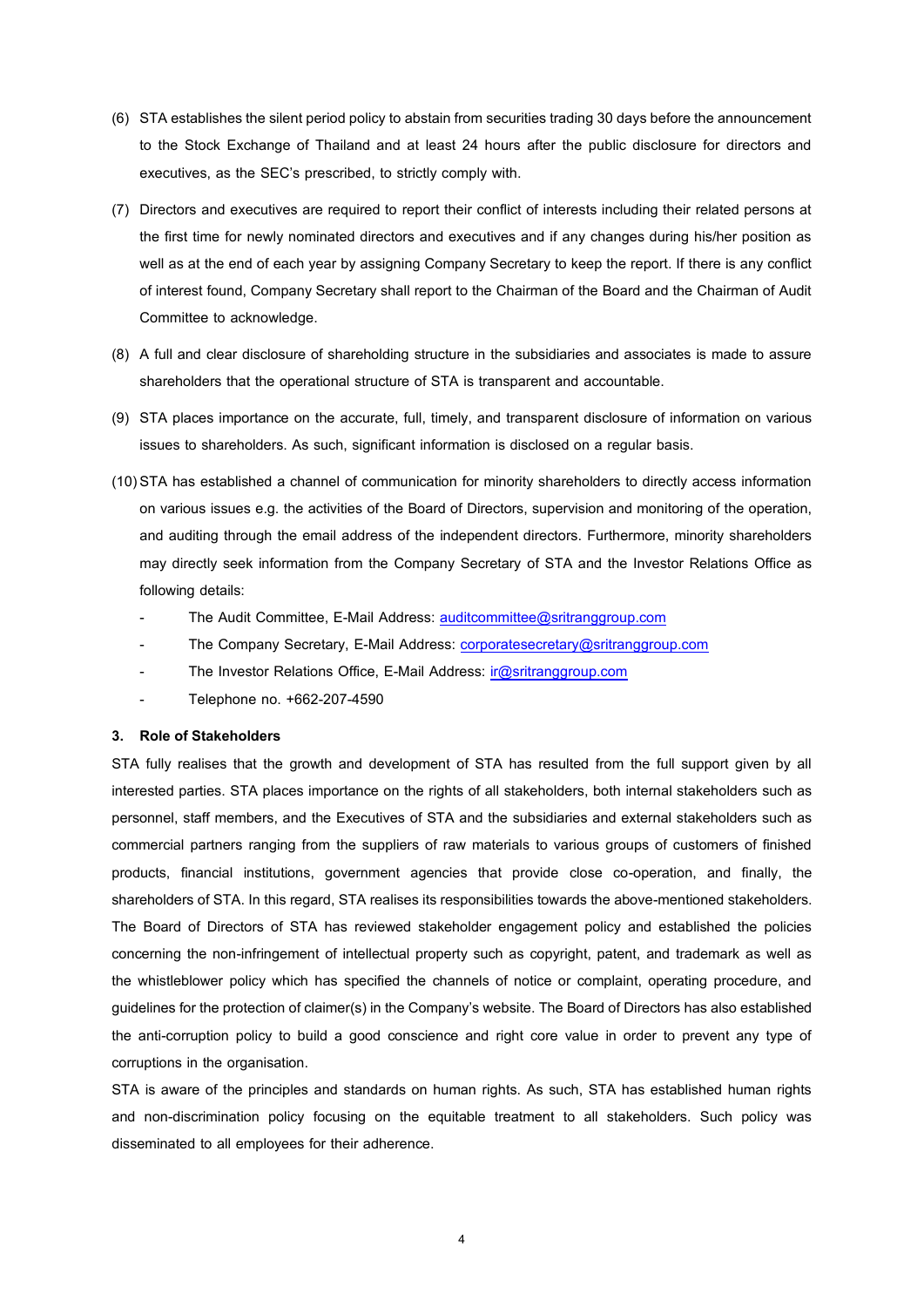(6) STA establishes the silent period policy to abstain from securities trading 30 days before the announcement to the Stock Exchange of Thailand and at least 24 hours after the public disclosure for directors and executives, as the SEC's prescribed, to strictly comply with.

(7) Directors and executives are required to report their conflict of interests including their related persons at the first time for newly nominated directors and executives and if any changes during his/her position as well as at the end of each year by assigning Company Secretary to keep the report. If there is any conflict of interest found, Company Secretary shall report to the Chairman of the Board and the Chairman of Audit Committee to acknowledge.

(8) A full and clear disclosure of shareholding structure in the subsidiaries and associates is made to assure shareholders that the operational structure of STA is transparent and accountable.

(9) STA places importance on the accurate, full, timely, and transparent disclosure of information on various issues to shareholders. As such, significant information is disclosed on a regular basis.

(10) STA has established a channel of communication for minority shareholders to directly access information on various issues e.g. the activities of the Board of Directors, supervision and monitoring of the operation, and auditing through the email address of the independent directors. Furthermore, minority shareholders may directly seek information from the Company Secretary of STA and the Investor Relations Office as following details:

- The Audit Committee, E-Mail Address: auditcommittee@sritranggroup.com
- The Company Secretary, E-Mail Address: corporatesecretary@sritranggroup.com
- The Investor Relations Office, E-Mail Address: ir@sritranggroup.com
- Telephone no. +662-207-4590

### 3. Role of Stakeholders

STA fully realises that the growth and development of STA has resulted from the full support given by all interested parties. STA places importance on the rights of all stakeholders, both internal stakeholders such as personnel, staff members, and the Executives of STA and the subsidiaries and external stakeholders such as commercial partners ranging from the suppliers of raw materials to various groups of customers of finished products, financial institutions, government agencies that provide close co-operation, and finally, the shareholders of STA. In this regard, STA realises its responsibilities towards the above-mentioned stakeholders. The Board of Directors of STA has reviewed stakeholder engagement policy and established the policies concerning the non-infringement of intellectual property such as copyright, patent, and trademark as well as the whistleblower policy which has specified the channels of notice or complaint, operating procedure, and guidelines for the protection of claimer(s) in the Company's website. The Board of Directors has also established the anti-corruption policy to build a good conscience and right core value in order to prevent any type of corruptions in the organisation.

STA is aware of the principles and standards on human rights. As such, STA has established human rights and non-discrimination policy focusing on the equitable treatment to all stakeholders. Such policy was disseminated to all employees for their adherence.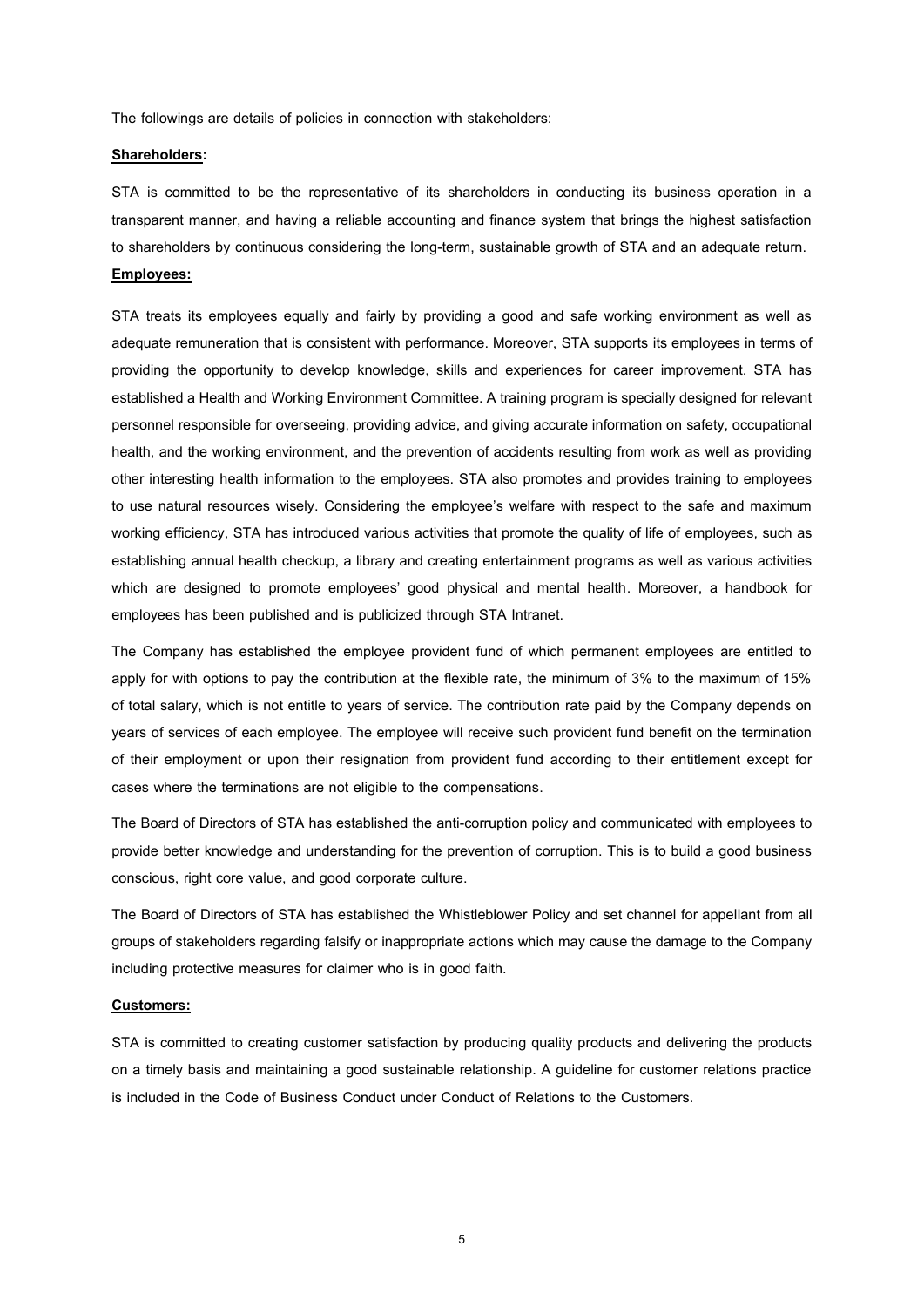The followings are details of policies in connection with stakeholders:

**Shareholders:**

STA is committed to be the representative of its shareholders in conducting its business operation in a transparent manner, and having a reliable accounting and finance system that brings the highest satisfaction to shareholders by continuous considering the long-term, sustainable growth of STA and an adequate return.

**Employees:**

STA treats its employees equally and fairly by providing a good and safe working environment as well as adequate remuneration that is consistent with performance. Moreover, STA supports its employees in terms of providing the opportunity to develop knowledge, skills and experiences for career improvement. STA has established a Health and Working Environment Committee. A training program is specially designed for relevant personnel responsible for overseeing, providing advice, and giving accurate information on safety, occupational health, and the working environment, and the prevention of accidents resulting from work as well as providing other interesting health information to the employees. STA also promotes and provides training to employees to use natural resources wisely. Considering the employee's welfare with respect to the safe and maximum working efficiency, STA has introduced various activities that promote the quality of life of employees, such as establishing annual health checkup, a library and creating entertainment programs as well as various activities which are designed to promote employees' good physical and mental health. Moreover, a handbook for employees has been published and is publicized through STA Intranet.

The Company has established the employee provident fund of which permanent employees are entitled to apply for with options to pay the contribution at the flexible rate, the minimum of 3% to the maximum of 15% of total salary, which is not entitle to years of service. The contribution rate paid by the Company depends on years of services of each employee. The employee will receive such provident fund benefit on the termination of their employment or upon their resignation from provident fund according to their entitlement except for cases where the terminations are not eligible to the compensations.

The Board of Directors of STA has established the anti-corruption policy and communicated with employees to provide better knowledge and understanding for the prevention of corruption. This is to build a good business conscious, right core value, and good corporate culture.

The Board of Directors of STA has established the Whistleblower Policy and set channel for appellant from all groups of stakeholders regarding falsify or inappropriate actions which may cause the damage to the Company including protective measures for claimer who is in good faith.

**Customers:**

STA is committed to creating customer satisfaction by producing quality products and delivering the products on a timely basis and maintaining a good sustainable relationship. A guideline for customer relations practice is included in the Code of Business Conduct under Conduct of Relations to the Customers.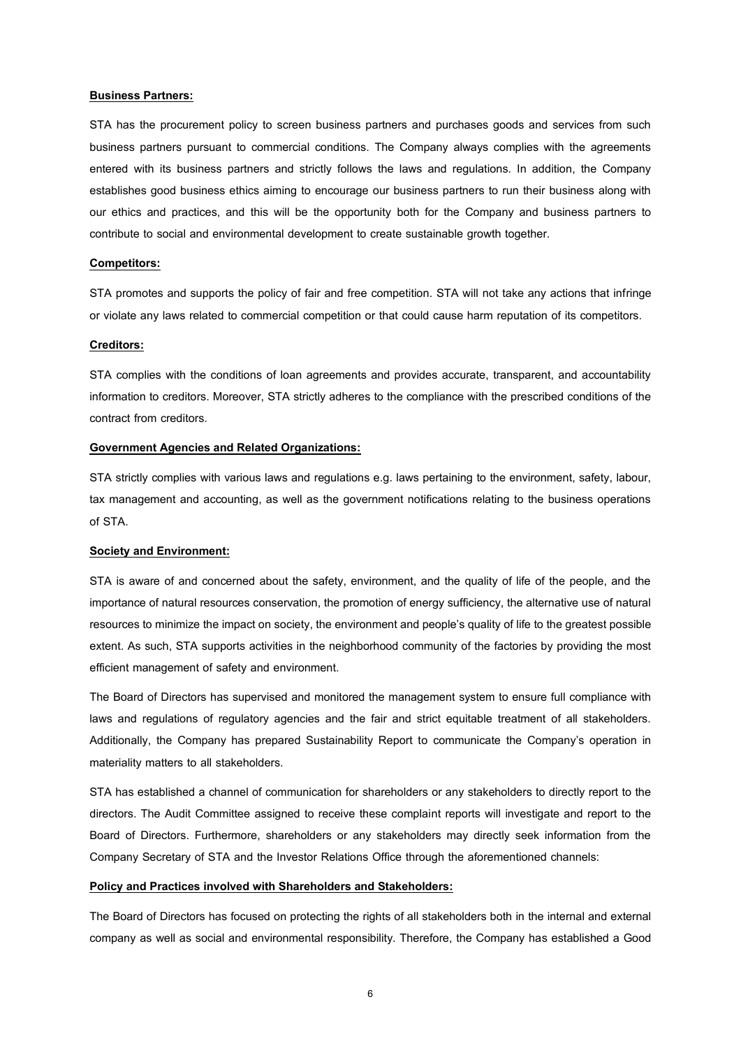**Business Partners:**

STA has the procurement policy to screen business partners and purchases goods and services from such business partners pursuant to commercial conditions. The Company always complies with the agreements entered with its business partners and strictly follows the laws and regulations. In addition, the Company establishes good business ethics aiming to encourage our business partners to run their business along with our ethics and practices, and this will be the opportunity both for the Company and business partners to contribute to social and environmental development to create sustainable growth together.

**Competitors:**

STA promotes and supports the policy of fair and free competition. STA will not take any actions that infringe or violate any laws related to commercial competition or that could cause harm reputation of its competitors.

**Creditors:**

STA complies with the conditions of loan agreements and provides accurate, transparent, and accountability information to creditors. Moreover, STA strictly adheres to the compliance with the prescribed conditions of the contract from creditors.

**Government Agencies and Related Organizations:**

STA strictly complies with various laws and regulations e.g. laws pertaining to the environment, safety, labour, tax management and accounting, as well as the government notifications relating to the business operations of STA.

**Society and Environment:**

STA is aware of and concerned about the safety, environment, and the quality of life of the people, and the importance of natural resources conservation, the promotion of energy sufficiency, the alternative use of natural resources to minimize the impact on society, the environment and people's quality of life to the greatest possible extent. As such, STA supports activities in the neighborhood community of the factories by providing the most efficient management of safety and environment.

The Board of Directors has supervised and monitored the management system to ensure full compliance with laws and regulations of regulatory agencies and the fair and strict equitable treatment of all stakeholders. Additionally, the Company has prepared Sustainability Report to communicate the Company's operation in materiality matters to all stakeholders.

STA has established a channel of communication for shareholders or any stakeholders to directly report to the directors. The Audit Committee assigned to receive these complaint reports will investigate and report to the Board of Directors. Furthermore, shareholders or any stakeholders may directly seek information from the Company Secretary of STA and the Investor Relations Office through the aforementioned channels:

**Policy and Practices involved with Shareholders and Stakeholders:**

The Board of Directors has focused on protecting the rights of all stakeholders both in the internal and external company as well as social and environmental responsibility. Therefore, the Company has established a Good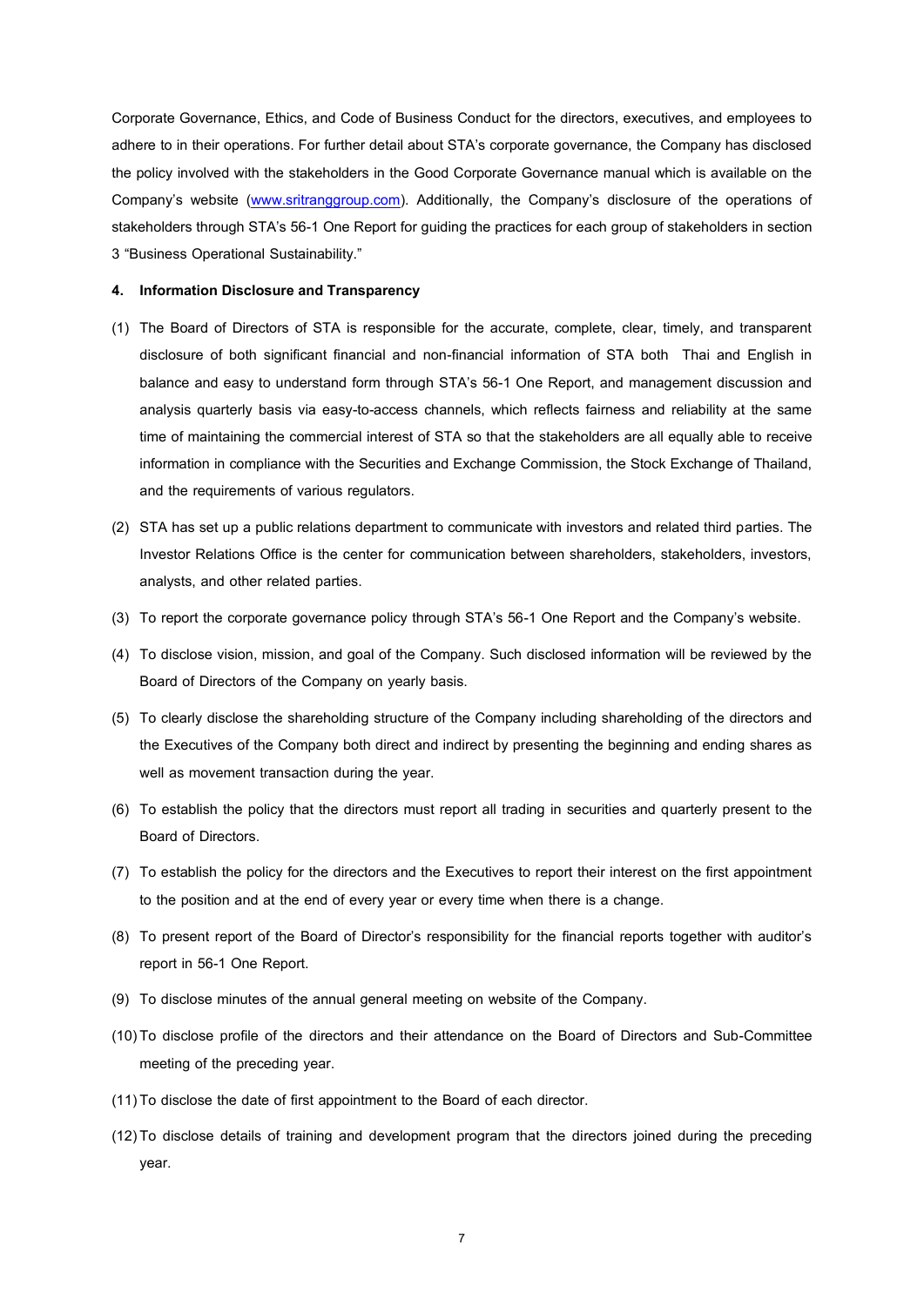Corporate Governance, Ethics, and Code of Business Conduct for the directors, executives, and employees to adhere to in their operations. For further detail about STA's corporate governance, the Company has disclosed the policy involved with the stakeholders in the Good Corporate Governance manual which is available on the Company's website (www.sritranggroup.com). Additionally, the Company's disclosure of the operations of stakeholders through STA's 56-1 One Report for guiding the practices for each group of stakeholders in section 3 "Business Operational Sustainability."

**4. Information Disclosure and Transparency**

(1) The Board of Directors of STA is responsible for the accurate, complete, clear, timely, and transparent disclosure of both significant financial and non-financial information of STA both Thai and English in balance and easy to understand form through STA's 56-1 One Report, and management discussion and analysis quarterly basis via easy-to-access channels, which reflects fairness and reliability at the same time of maintaining the commercial interest of STA so that the stakeholders are all equally able to receive information in compliance with the Securities and Exchange Commission, the Stock Exchange of Thailand, and the requirements of various regulators.

(2) STA has set up a public relations department to communicate with investors and related third parties. The Investor Relations Office is the center for communication between shareholders, stakeholders, investors, analysts, and other related parties.

(3) To report the corporate governance policy through STA's 56-1 One Report and the Company's website.

(4) To disclose vision, mission, and goal of the Company. Such disclosed information will be reviewed by the Board of Directors of the Company on yearly basis.

(5) To clearly disclose the shareholding structure of the Company including shareholding of the directors and the Executives of the Company both direct and indirect by presenting the beginning and ending shares as well as movement transaction during the year.

(6) To establish the policy that the directors must report all trading in securities and quarterly present to the Board of Directors.

(7) To establish the policy for the directors and the Executives to report their interest on the first appointment to the position and at the end of every year or every time when there is a change.

(8) To present report of the Board of Director's responsibility for the financial reports together with auditor's report in 56-1 One Report.

(9) To disclose minutes of the annual general meeting on website of the Company.

(10) To disclose profile of the directors and their attendance on the Board of Directors and Sub-Committee meeting of the preceding year.

(11) To disclose the date of first appointment to the Board of each director.

(12) To disclose details of training and development program that the directors joined during the preceding year.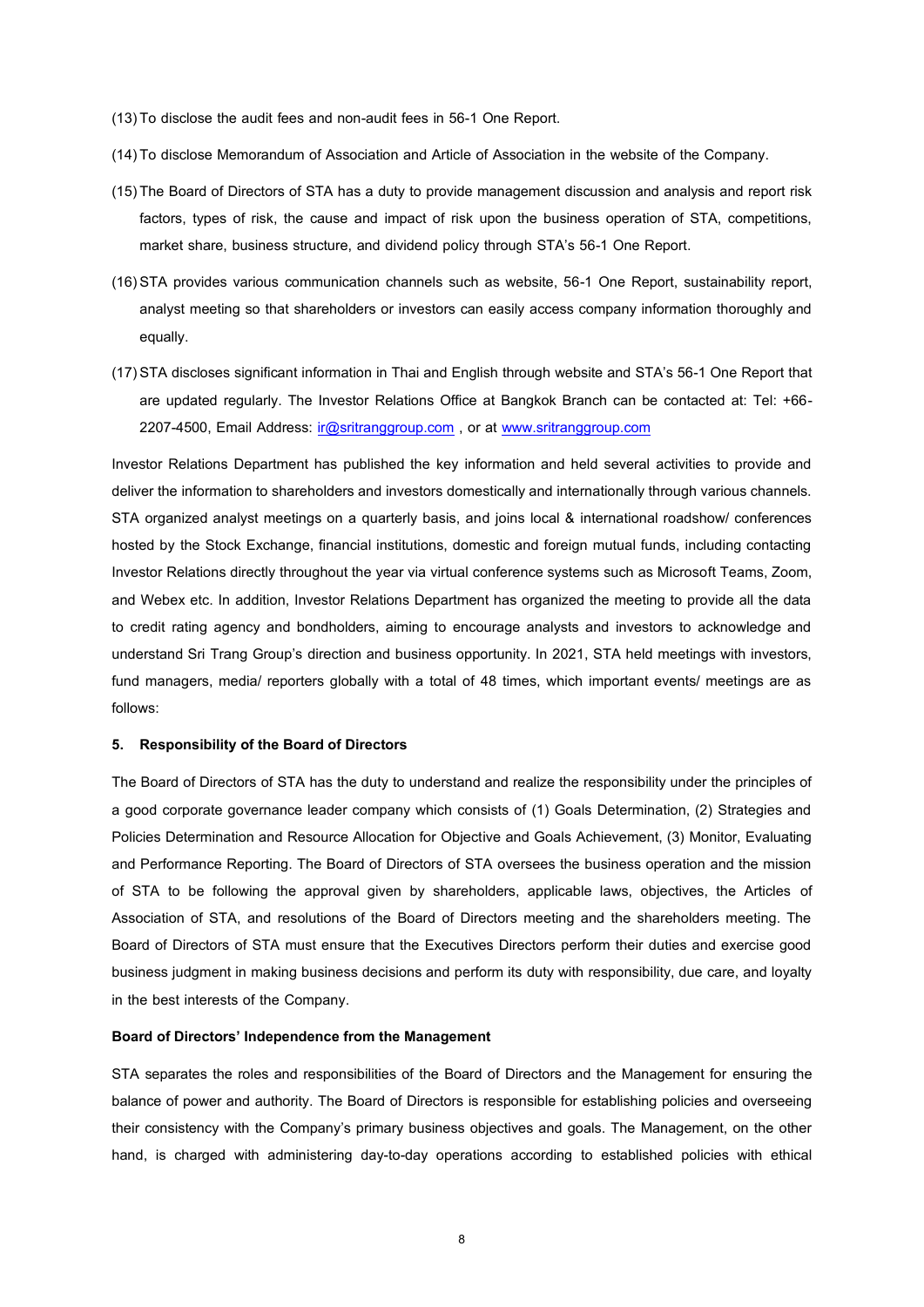(13) To disclose the audit fees and non-audit fees in 56-1 One Report.

(14) To disclose Memorandum of Association and Article of Association in the website of the Company.

(15) The Board of Directors of STA has a duty to provide management discussion and analysis and report risk factors, types of risk, the cause and impact of risk upon the business operation of STA, competitions, market share, business structure, and dividend policy through STA's 56-1 One Report.

(16) STA provides various communication channels such as website, 56-1 One Report, sustainability report, analyst meeting so that shareholders or investors can easily access company information thoroughly and equally.

(17) STA discloses significant information in Thai and English through website and STA's 56-1 One Report that are updated regularly. The Investor Relations Office at Bangkok Branch can be contacted at: Tel: +66-2207-4500, Email Address: ir@sritranggroup.com , or at www.sritranggroup.com

Investor Relations Department has published the key information and held several activities to provide and deliver the information to shareholders and investors domestically and internationally through various channels. STA organized analyst meetings on a quarterly basis, and joins local & international roadshow/ conferences hosted by the Stock Exchange, financial institutions, domestic and foreign mutual funds, including contacting Investor Relations directly throughout the year via virtual conference systems such as Microsoft Teams, Zoom, and Webex etc. In addition, Investor Relations Department has organized the meeting to provide all the data to credit rating agency and bondholders, aiming to encourage analysts and investors to acknowledge and understand Sri Trang Group's direction and business opportunity. In 2021, STA held meetings with investors, fund managers, media/ reporters globally with a total of 48 times, which important events/ meetings are as follows:

#### 5. Responsibility of the Board of Directors

The Board of Directors of STA has the duty to understand and realize the responsibility under the principles of a good corporate governance leader company which consists of (1) Goals Determination, (2) Strategies and Policies Determination and Resource Allocation for Objective and Goals Achievement, (3) Monitor, Evaluating and Performance Reporting. The Board of Directors of STA oversees the business operation and the mission of STA to be following the approval given by shareholders, applicable laws, objectives, the Articles of Association of STA, and resolutions of the Board of Directors meeting and the shareholders meeting. The Board of Directors of STA must ensure that the Executives Directors perform their duties and exercise good business judgment in making business decisions and perform its duty with responsibility, due care, and loyalty in the best interests of the Company.

**Board of Directors' Independence from the Management**

STA separates the roles and responsibilities of the Board of Directors and the Management for ensuring the balance of power and authority. The Board of Directors is responsible for establishing policies and overseeing their consistency with the Company's primary business objectives and goals. The Management, on the other hand, is charged with administering day-to-day operations according to established policies with ethical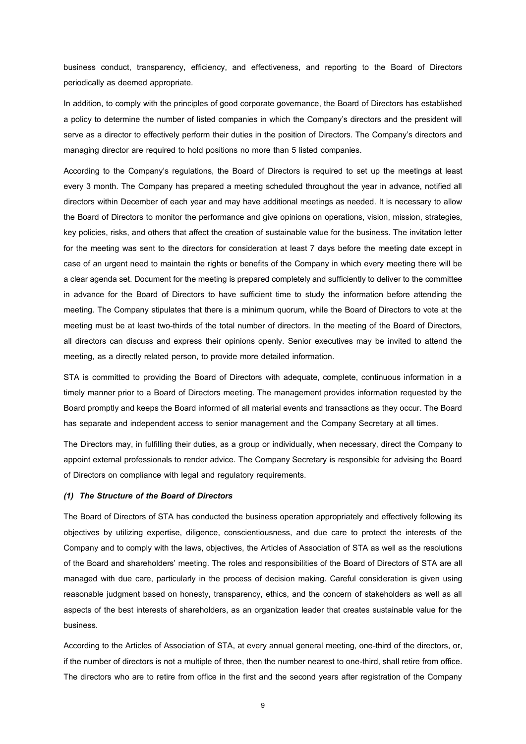business conduct, transparency, efficiency, and effectiveness, and reporting to the Board of Directors periodically as deemed appropriate.

In addition, to comply with the principles of good corporate governance, the Board of Directors has established a policy to determine the number of listed companies in which the Company's directors and the president will serve as a director to effectively perform their duties in the position of Directors. The Company's directors and managing director are required to hold positions no more than 5 listed companies.

According to the Company's regulations, the Board of Directors is required to set up the meetings at least every 3 month. The Company has prepared a meeting scheduled throughout the year in advance, notified all directors within December of each year and may have additional meetings as needed. It is necessary to allow the Board of Directors to monitor the performance and give opinions on operations, vision, mission, strategies, key policies, risks, and others that affect the creation of sustainable value for the business. The invitation letter for the meeting was sent to the directors for consideration at least 7 days before the meeting date except in case of an urgent need to maintain the rights or benefits of the Company in which every meeting there will be a clear agenda set. Document for the meeting is prepared completely and sufficiently to deliver to the committee in advance for the Board of Directors to have sufficient time to study the information before attending the meeting. The Company stipulates that there is a minimum quorum, while the Board of Directors to vote at the meeting must be at least two-thirds of the total number of directors. In the meeting of the Board of Directors, all directors can discuss and express their opinions openly. Senior executives may be invited to attend the meeting, as a directly related person, to provide more detailed information.

STA is committed to providing the Board of Directors with adequate, complete, continuous information in a timely manner prior to a Board of Directors meeting. The management provides information requested by the Board promptly and keeps the Board informed of all material events and transactions as they occur. The Board has separate and independent access to senior management and the Company Secretary at all times.

The Directors may, in fulfilling their duties, as a group or individually, when necessary, direct the Company to appoint external professionals to render advice. The Company Secretary is responsible for advising the Board of Directors on compliance with legal and regulatory requirements.

***(1) The Structure of the Board of Directors***

The Board of Directors of STA has conducted the business operation appropriately and effectively following its objectives by utilizing expertise, diligence, conscientiousness, and due care to protect the interests of the Company and to comply with the laws, objectives, the Articles of Association of STA as well as the resolutions of the Board and shareholders' meeting. The roles and responsibilities of the Board of Directors of STA are all managed with due care, particularly in the process of decision making. Careful consideration is given using reasonable judgment based on honesty, transparency, ethics, and the concern of stakeholders as well as all aspects of the best interests of shareholders, as an organization leader that creates sustainable value for the business.

According to the Articles of Association of STA, at every annual general meeting, one-third of the directors, or, if the number of directors is not a multiple of three, then the number nearest to one-third, shall retire from office. The directors who are to retire from office in the first and the second years after registration of the Company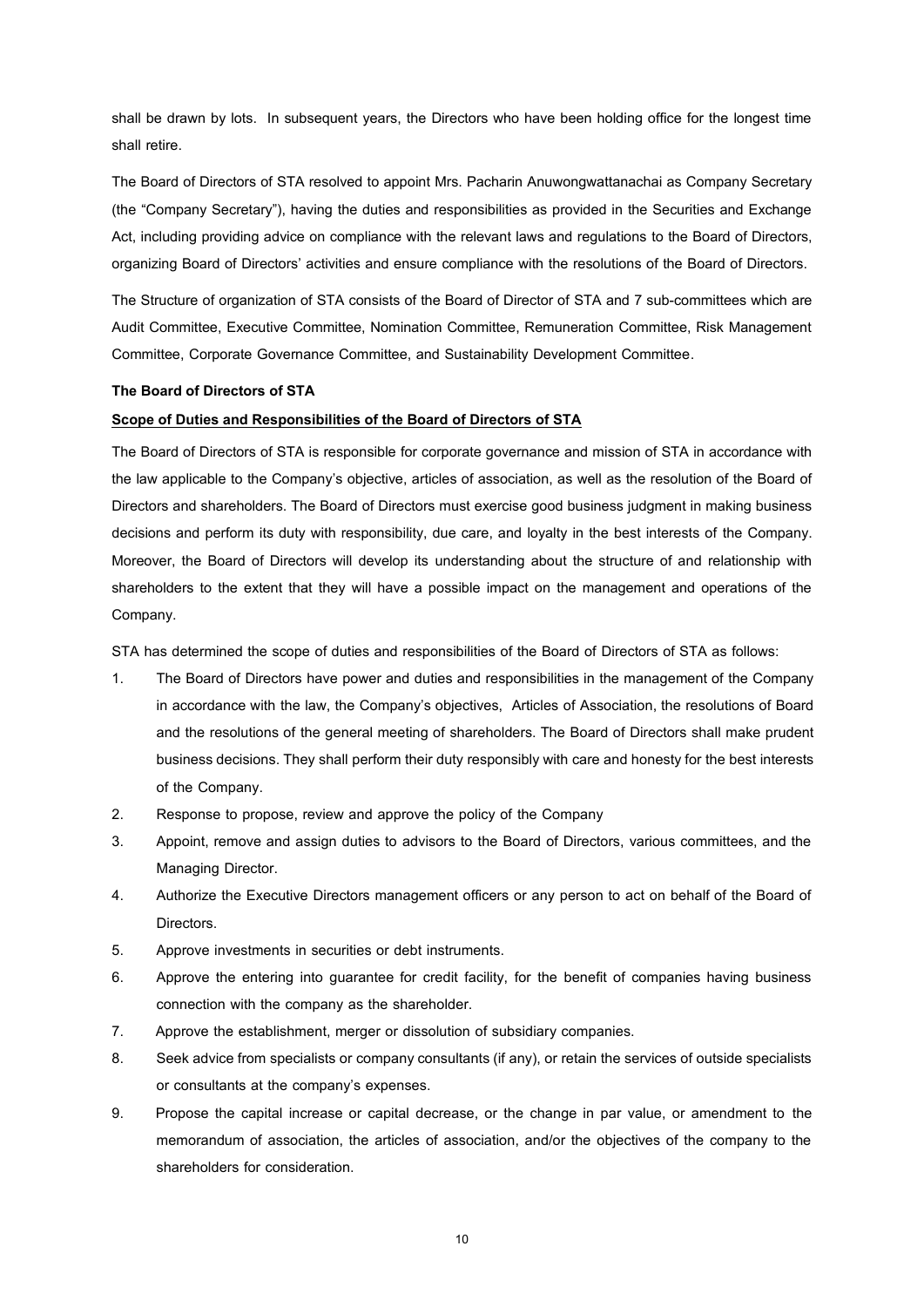shall be drawn by lots. In subsequent years, the Directors who have been holding office for the longest time shall retire.

The Board of Directors of STA resolved to appoint Mrs. Pacharin Anuwongwattanachai as Company Secretary (the "Company Secretary"), having the duties and responsibilities as provided in the Securities and Exchange Act, including providing advice on compliance with the relevant laws and regulations to the Board of Directors, organizing Board of Directors' activities and ensure compliance with the resolutions of the Board of Directors.

The Structure of organization of STA consists of the Board of Director of STA and 7 sub-committees which are Audit Committee, Executive Committee, Nomination Committee, Remuneration Committee, Risk Management Committee, Corporate Governance Committee, and Sustainability Development Committee.

**The Board of Directors of STA**

**Scope of Duties and Responsibilities of the Board of Directors of STA**

The Board of Directors of STA is responsible for corporate governance and mission of STA in accordance with the law applicable to the Company's objective, articles of association, as well as the resolution of the Board of Directors and shareholders. The Board of Directors must exercise good business judgment in making business decisions and perform its duty with responsibility, due care, and loyalty in the best interests of the Company. Moreover, the Board of Directors will develop its understanding about the structure of and relationship with shareholders to the extent that they will have a possible impact on the management and operations of the Company.

STA has determined the scope of duties and responsibilities of the Board of Directors of STA as follows:

1. The Board of Directors have power and duties and responsibilities in the management of the Company in accordance with the law, the Company's objectives, Articles of Association, the resolutions of Board and the resolutions of the general meeting of shareholders. The Board of Directors shall make prudent business decisions. They shall perform their duty responsibly with care and honesty for the best interests of the Company.
2. Response to propose, review and approve the policy of the Company
3. Appoint, remove and assign duties to advisors to the Board of Directors, various committees, and the Managing Director.
4. Authorize the Executive Directors management officers or any person to act on behalf of the Board of Directors.
5. Approve investments in securities or debt instruments.
6. Approve the entering into guarantee for credit facility, for the benefit of companies having business connection with the company as the shareholder.
7. Approve the establishment, merger or dissolution of subsidiary companies.
8. Seek advice from specialists or company consultants (if any), or retain the services of outside specialists or consultants at the company's expenses.
9. Propose the capital increase or capital decrease, or the change in par value, or amendment to the memorandum of association, the articles of association, and/or the objectives of the company to the shareholders for consideration.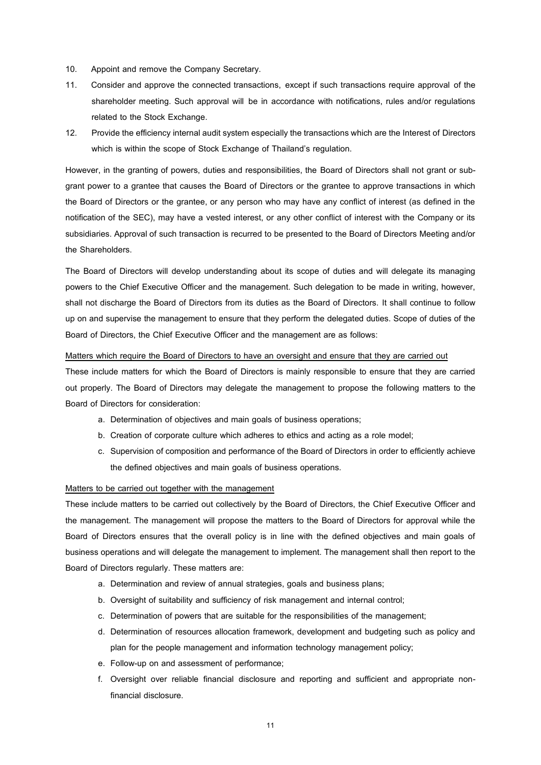10. Appoint and remove the Company Secretary.
11. Consider and approve the connected transactions, except if such transactions require approval of the shareholder meeting. Such approval will be in accordance with notifications, rules and/or regulations related to the Stock Exchange.
12. Provide the efficiency internal audit system especially the transactions which are the Interest of Directors which is within the scope of Stock Exchange of Thailand's regulation.

However, in the granting of powers, duties and responsibilities, the Board of Directors shall not grant or sub-grant power to a grantee that causes the Board of Directors or the grantee to approve transactions in which the Board of Directors or the grantee, or any person who may have any conflict of interest (as defined in the notification of the SEC), may have a vested interest, or any other conflict of interest with the Company or its subsidiaries. Approval of such transaction is recurred to be presented to the Board of Directors Meeting and/or the Shareholders.

The Board of Directors will develop understanding about its scope of duties and will delegate its managing powers to the Chief Executive Officer and the management. Such delegation to be made in writing, however, shall not discharge the Board of Directors from its duties as the Board of Directors. It shall continue to follow up on and supervise the management to ensure that they perform the delegated duties. Scope of duties of the Board of Directors, the Chief Executive Officer and the management are as follows:

Matters which require the Board of Directors to have an oversight and ensure that they are carried out

These include matters for which the Board of Directors is mainly responsible to ensure that they are carried out properly. The Board of Directors may delegate the management to propose the following matters to the Board of Directors for consideration:

a. Determination of objectives and main goals of business operations;
b. Creation of corporate culture which adheres to ethics and acting as a role model;
c. Supervision of composition and performance of the Board of Directors in order to efficiently achieve the defined objectives and main goals of business operations.

Matters to be carried out together with the management

These include matters to be carried out collectively by the Board of Directors, the Chief Executive Officer and the management. The management will propose the matters to the Board of Directors for approval while the Board of Directors ensures that the overall policy is in line with the defined objectives and main goals of business operations and will delegate the management to implement. The management shall then report to the Board of Directors regularly. These matters are:

a. Determination and review of annual strategies, goals and business plans;
b. Oversight of suitability and sufficiency of risk management and internal control;
c. Determination of powers that are suitable for the responsibilities of the management;
d. Determination of resources allocation framework, development and budgeting such as policy and plan for the people management and information technology management policy;
e. Follow-up on and assessment of performance;
f. Oversight over reliable financial disclosure and reporting and sufficient and appropriate non-financial disclosure.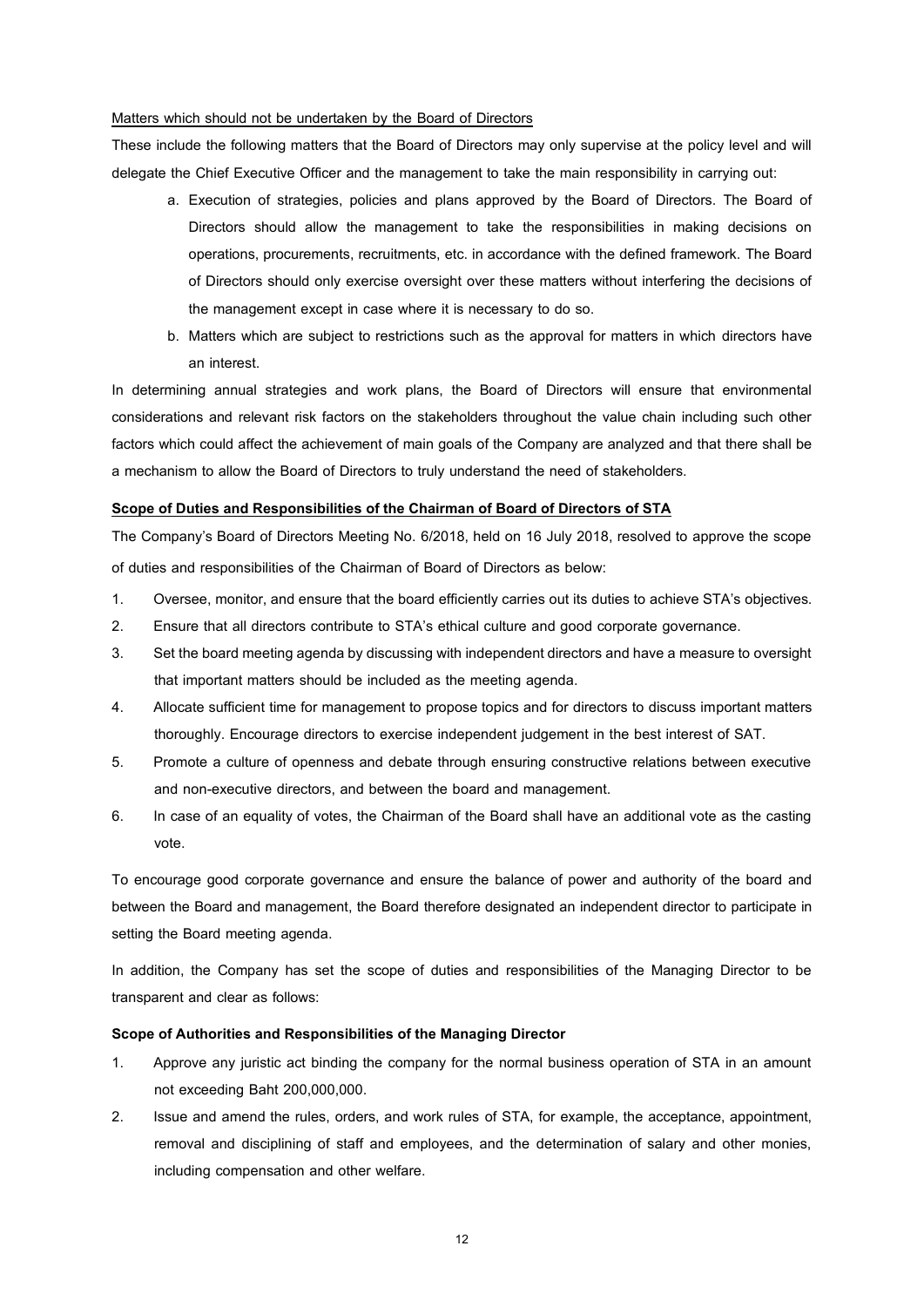Matters which should not be undertaken by the Board of Directors

These include the following matters that the Board of Directors may only supervise at the policy level and will delegate the Chief Executive Officer and the management to take the main responsibility in carrying out:

a. Execution of strategies, policies and plans approved by the Board of Directors. The Board of Directors should allow the management to take the responsibilities in making decisions on operations, procurements, recruitments, etc. in accordance with the defined framework. The Board of Directors should only exercise oversight over these matters without interfering the decisions of the management except in case where it is necessary to do so.

b. Matters which are subject to restrictions such as the approval for matters in which directors have an interest.

In determining annual strategies and work plans, the Board of Directors will ensure that environmental considerations and relevant risk factors on the stakeholders throughout the value chain including such other factors which could affect the achievement of main goals of the Company are analyzed and that there shall be a mechanism to allow the Board of Directors to truly understand the need of stakeholders.

**Scope of Duties and Responsibilities of the Chairman of Board of Directors of STA**

The Company's Board of Directors Meeting No. 6/2018, held on 16 July 2018, resolved to approve the scope of duties and responsibilities of the Chairman of Board of Directors as below:

1. Oversee, monitor, and ensure that the board efficiently carries out its duties to achieve STA's objectives.
2. Ensure that all directors contribute to STA's ethical culture and good corporate governance.
3. Set the board meeting agenda by discussing with independent directors and have a measure to oversight that important matters should be included as the meeting agenda.
4. Allocate sufficient time for management to propose topics and for directors to discuss important matters thoroughly. Encourage directors to exercise independent judgement in the best interest of SAT.
5. Promote a culture of openness and debate through ensuring constructive relations between executive and non-executive directors, and between the board and management.
6. In case of an equality of votes, the Chairman of the Board shall have an additional vote as the casting vote.

To encourage good corporate governance and ensure the balance of power and authority of the board and between the Board and management, the Board therefore designated an independent director to participate in setting the Board meeting agenda.

In addition, the Company has set the scope of duties and responsibilities of the Managing Director to be transparent and clear as follows:

**Scope of Authorities and Responsibilities of the Managing Director**

1. Approve any juristic act binding the company for the normal business operation of STA in an amount not exceeding Baht 200,000,000.
2. Issue and amend the rules, orders, and work rules of STA, for example, the acceptance, appointment, removal and disciplining of staff and employees, and the determination of salary and other monies, including compensation and other welfare.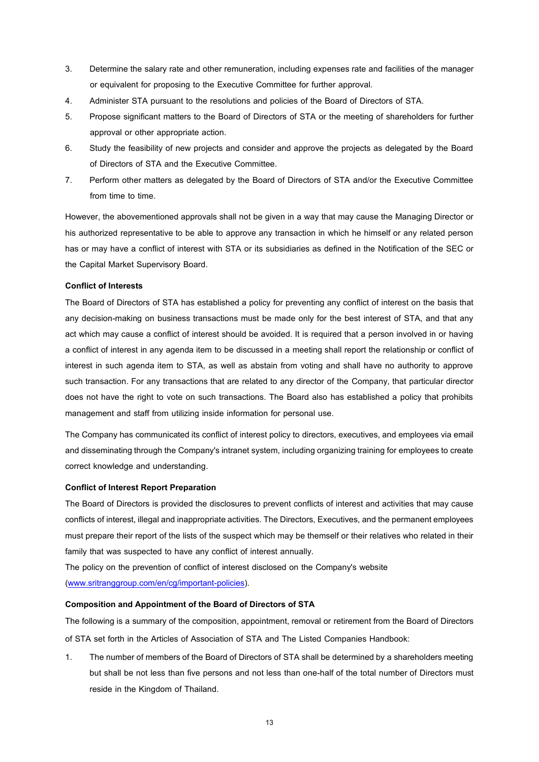3. Determine the salary rate and other remuneration, including expenses rate and facilities of the manager or equivalent for proposing to the Executive Committee for further approval.
4. Administer STA pursuant to the resolutions and policies of the Board of Directors of STA.
5. Propose significant matters to the Board of Directors of STA or the meeting of shareholders for further approval or other appropriate action.
6. Study the feasibility of new projects and consider and approve the projects as delegated by the Board of Directors of STA and the Executive Committee.
7. Perform other matters as delegated by the Board of Directors of STA and/or the Executive Committee from time to time.

However, the abovementioned approvals shall not be given in a way that may cause the Managing Director or his authorized representative to be able to approve any transaction in which he himself or any related person has or may have a conflict of interest with STA or its subsidiaries as defined in the Notification of the SEC or the Capital Market Supervisory Board.

**Conflict of Interests**

The Board of Directors of STA has established a policy for preventing any conflict of interest on the basis that any decision-making on business transactions must be made only for the best interest of STA, and that any act which may cause a conflict of interest should be avoided. It is required that a person involved in or having a conflict of interest in any agenda item to be discussed in a meeting shall report the relationship or conflict of interest in such agenda item to STA, as well as abstain from voting and shall have no authority to approve such transaction. For any transactions that are related to any director of the Company, that particular director does not have the right to vote on such transactions. The Board also has established a policy that prohibits management and staff from utilizing inside information for personal use.

The Company has communicated its conflict of interest policy to directors, executives, and employees via email and disseminating through the Company's intranet system, including organizing training for employees to create correct knowledge and understanding.

**Conflict of Interest Report Preparation**

The Board of Directors is provided the disclosures to prevent conflicts of interest and activities that may cause conflicts of interest, illegal and inappropriate activities. The Directors, Executives, and the permanent employees must prepare their report of the lists of the suspect which may be themself or their relatives who related in their family that was suspected to have any conflict of interest annually.

The policy on the prevention of conflict of interest disclosed on the Company's website (www.sritranggroup.com/en/cg/important-policies).

**Composition and Appointment of the Board of Directors of STA**

The following is a summary of the composition, appointment, removal or retirement from the Board of Directors of STA set forth in the Articles of Association of STA and The Listed Companies Handbook:

1. The number of members of the Board of Directors of STA shall be determined by a shareholders meeting but shall be not less than five persons and not less than one-half of the total number of Directors must reside in the Kingdom of Thailand.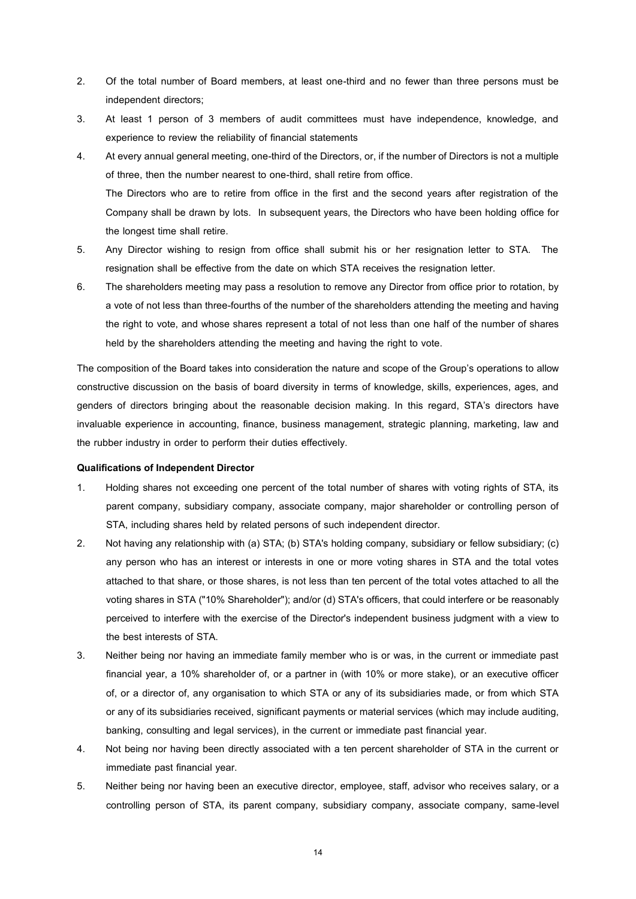2. Of the total number of Board members, at least one-third and no fewer than three persons must be independent directors;
3. At least 1 person of 3 members of audit committees must have independence, knowledge, and experience to review the reliability of financial statements
4. At every annual general meeting, one-third of the Directors, or, if the number of Directors is not a multiple of three, then the number nearest to one-third, shall retire from office.
   The Directors who are to retire from office in the first and the second years after registration of the Company shall be drawn by lots. In subsequent years, the Directors who have been holding office for the longest time shall retire.
5. Any Director wishing to resign from office shall submit his or her resignation letter to STA. The resignation shall be effective from the date on which STA receives the resignation letter.
6. The shareholders meeting may pass a resolution to remove any Director from office prior to rotation, by a vote of not less than three-fourths of the number of the shareholders attending the meeting and having the right to vote, and whose shares represent a total of not less than one half of the number of shares held by the shareholders attending the meeting and having the right to vote.

The composition of the Board takes into consideration the nature and scope of the Group's operations to allow constructive discussion on the basis of board diversity in terms of knowledge, skills, experiences, ages, and genders of directors bringing about the reasonable decision making. In this regard, STA's directors have invaluable experience in accounting, finance, business management, strategic planning, marketing, law and the rubber industry in order to perform their duties effectively.

**Qualifications of Independent Director**

1. Holding shares not exceeding one percent of the total number of shares with voting rights of STA, its parent company, subsidiary company, associate company, major shareholder or controlling person of STA, including shares held by related persons of such independent director.
2. Not having any relationship with (a) STA; (b) STA's holding company, subsidiary or fellow subsidiary; (c) any person who has an interest or interests in one or more voting shares in STA and the total votes attached to that share, or those shares, is not less than ten percent of the total votes attached to all the voting shares in STA ("10% Shareholder"); and/or (d) STA's officers, that could interfere or be reasonably perceived to interfere with the exercise of the Director's independent business judgment with a view to the best interests of STA.
3. Neither being nor having an immediate family member who is or was, in the current or immediate past financial year, a 10% shareholder of, or a partner in (with 10% or more stake), or an executive officer of, or a director of, any organisation to which STA or any of its subsidiaries made, or from which STA or any of its subsidiaries received, significant payments or material services (which may include auditing, banking, consulting and legal services), in the current or immediate past financial year.
4. Not being nor having been directly associated with a ten percent shareholder of STA in the current or immediate past financial year.
5. Neither being nor having been an executive director, employee, staff, advisor who receives salary, or a controlling person of STA, its parent company, subsidiary company, associate company, same-level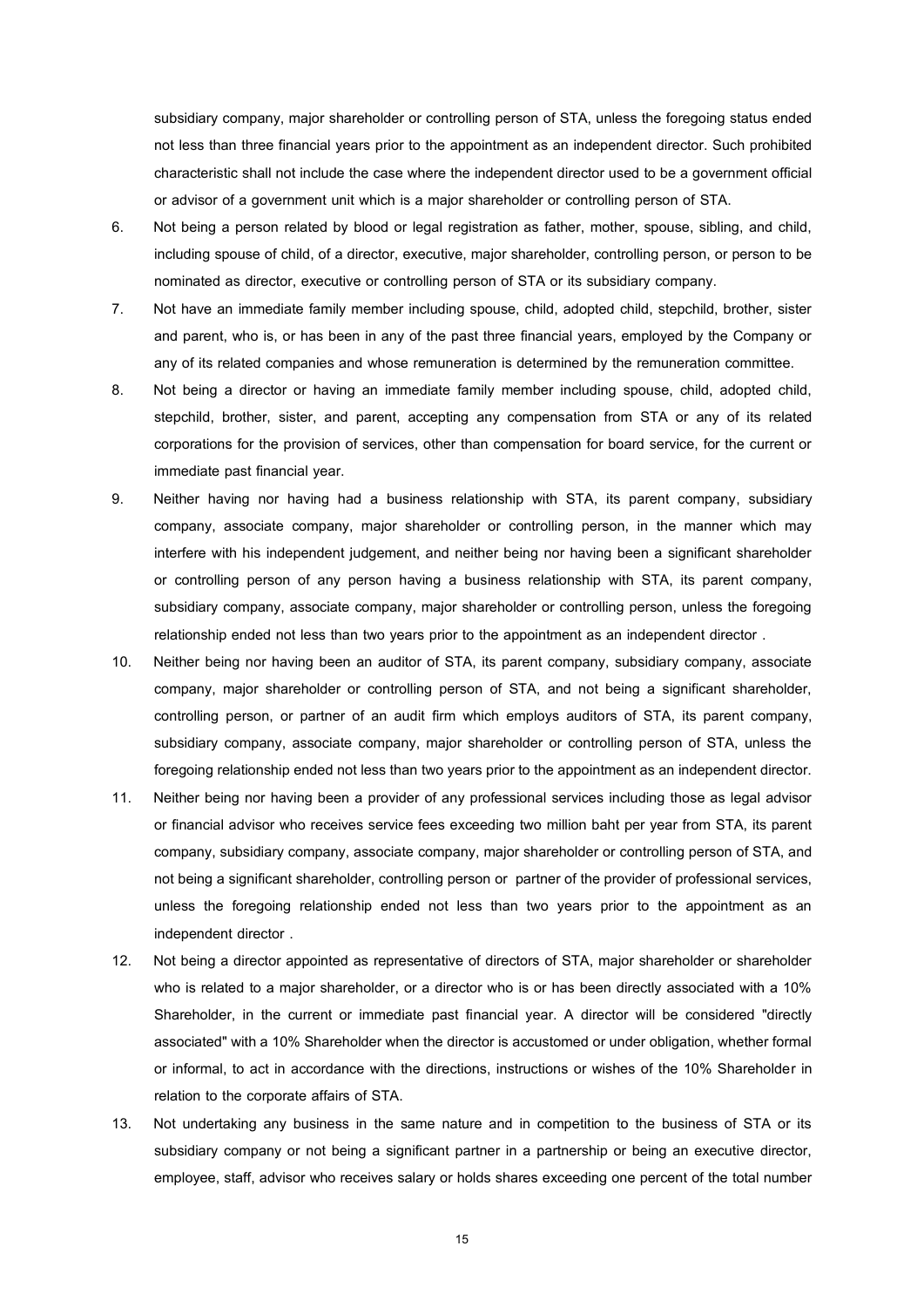subsidiary company, major shareholder or controlling person of STA, unless the foregoing status ended not less than three financial years prior to the appointment as an independent director. Such prohibited characteristic shall not include the case where the independent director used to be a government official or advisor of a government unit which is a major shareholder or controlling person of STA.

6. Not being a person related by blood or legal registration as father, mother, spouse, sibling, and child, including spouse of child, of a director, executive, major shareholder, controlling person, or person to be nominated as director, executive or controlling person of STA or its subsidiary company.
7. Not have an immediate family member including spouse, child, adopted child, stepchild, brother, sister and parent, who is, or has been in any of the past three financial years, employed by the Company or any of its related companies and whose remuneration is determined by the remuneration committee.
8. Not being a director or having an immediate family member including spouse, child, adopted child, stepchild, brother, sister, and parent, accepting any compensation from STA or any of its related corporations for the provision of services, other than compensation for board service, for the current or immediate past financial year.
9. Neither having nor having had a business relationship with STA, its parent company, subsidiary company, associate company, major shareholder or controlling person, in the manner which may interfere with his independent judgement, and neither being nor having been a significant shareholder or controlling person of any person having a business relationship with STA, its parent company, subsidiary company, associate company, major shareholder or controlling person, unless the foregoing relationship ended not less than two years prior to the appointment as an independent director .
10. Neither being nor having been an auditor of STA, its parent company, subsidiary company, associate company, major shareholder or controlling person of STA, and not being a significant shareholder, controlling person, or partner of an audit firm which employs auditors of STA, its parent company, subsidiary company, associate company, major shareholder or controlling person of STA, unless the foregoing relationship ended not less than two years prior to the appointment as an independent director.
11. Neither being nor having been a provider of any professional services including those as legal advisor or financial advisor who receives service fees exceeding two million baht per year from STA, its parent company, subsidiary company, associate company, major shareholder or controlling person of STA, and not being a significant shareholder, controlling person or partner of the provider of professional services, unless the foregoing relationship ended not less than two years prior to the appointment as an independent director .
12. Not being a director appointed as representative of directors of STA, major shareholder or shareholder who is related to a major shareholder, or a director who is or has been directly associated with a 10% Shareholder, in the current or immediate past financial year. A director will be considered "directly associated" with a 10% Shareholder when the director is accustomed or under obligation, whether formal or informal, to act in accordance with the directions, instructions or wishes of the 10% Shareholder in relation to the corporate affairs of STA.
13. Not undertaking any business in the same nature and in competition to the business of STA or its subsidiary company or not being a significant partner in a partnership or being an executive director, employee, staff, advisor who receives salary or holds shares exceeding one percent of the total number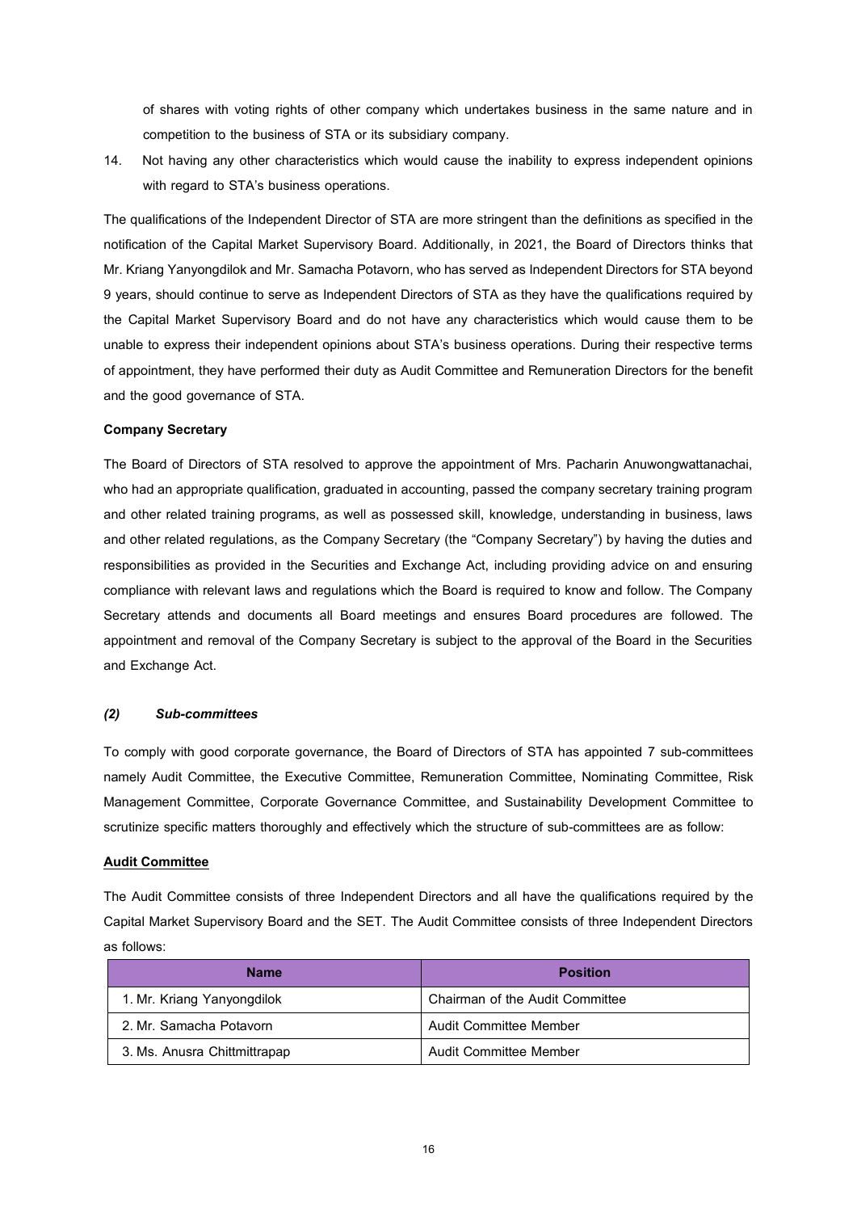of shares with voting rights of other company which undertakes business in the same nature and in competition to the business of STA or its subsidiary company.

14. Not having any other characteristics which would cause the inability to express independent opinions with regard to STA's business operations.

The qualifications of the Independent Director of STA are more stringent than the definitions as specified in the notification of the Capital Market Supervisory Board. Additionally, in 2021, the Board of Directors thinks that Mr. Kriang Yanyongdilok and Mr. Samacha Potavorn, who has served as Independent Directors for STA beyond 9 years, should continue to serve as Independent Directors of STA as they have the qualifications required by the Capital Market Supervisory Board and do not have any characteristics which would cause them to be unable to express their independent opinions about STA's business operations. During their respective terms of appointment, they have performed their duty as Audit Committee and Remuneration Directors for the benefit and the good governance of STA.

**Company Secretary**

The Board of Directors of STA resolved to approve the appointment of Mrs. Pacharin Anuwongwattanachai, who had an appropriate qualification, graduated in accounting, passed the company secretary training program and other related training programs, as well as possessed skill, knowledge, understanding in business, laws and other related regulations, as the Company Secretary (the "Company Secretary") by having the duties and responsibilities as provided in the Securities and Exchange Act, including providing advice on and ensuring compliance with relevant laws and regulations which the Board is required to know and follow. The Company Secretary attends and documents all Board meetings and ensures Board procedures are followed. The appointment and removal of the Company Secretary is subject to the approval of the Board in the Securities and Exchange Act.

***(2) Sub-committees***

To comply with good corporate governance, the Board of Directors of STA has appointed 7 sub-committees namely Audit Committee, the Executive Committee, Remuneration Committee, Nominating Committee, Risk Management Committee, Corporate Governance Committee, and Sustainability Development Committee to scrutinize specific matters thoroughly and effectively which the structure of sub-committees are as follow:

**Audit Committee**

The Audit Committee consists of three Independent Directors and all have the qualifications required by the Capital Market Supervisory Board and the SET. The Audit Committee consists of three Independent Directors as follows:

| Name | Position |
|---|---|
| 1. Mr. Kriang Yanyongdilok | Chairman of the Audit Committee |
| 2. Mr. Samacha Potavorn | Audit Committee Member |
| 3. Ms. Anusra Chittmittrapap | Audit Committee Member |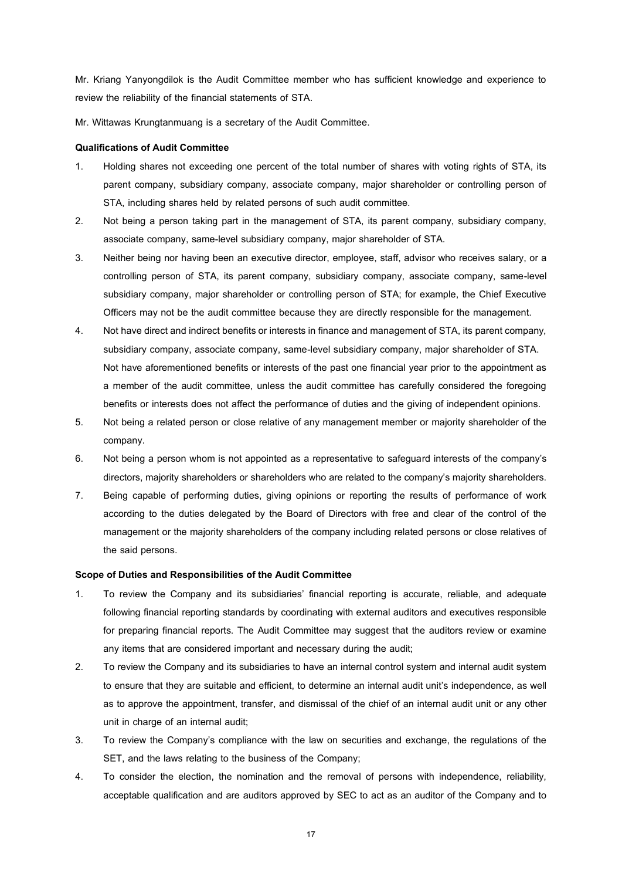Mr. Kriang Yanyongdilok is the Audit Committee member who has sufficient knowledge and experience to review the reliability of the financial statements of STA.

Mr. Wittawas Krungtanmuang is a secretary of the Audit Committee.

**Qualifications of Audit Committee**

1. Holding shares not exceeding one percent of the total number of shares with voting rights of STA, its parent company, subsidiary company, associate company, major shareholder or controlling person of STA, including shares held by related persons of such audit committee.
2. Not being a person taking part in the management of STA, its parent company, subsidiary company, associate company, same-level subsidiary company, major shareholder of STA.
3. Neither being nor having been an executive director, employee, staff, advisor who receives salary, or a controlling person of STA, its parent company, subsidiary company, associate company, same-level subsidiary company, major shareholder or controlling person of STA; for example, the Chief Executive Officers may not be the audit committee because they are directly responsible for the management.
4. Not have direct and indirect benefits or interests in finance and management of STA, its parent company, subsidiary company, associate company, same-level subsidiary company, major shareholder of STA. Not have aforementioned benefits or interests of the past one financial year prior to the appointment as a member of the audit committee, unless the audit committee has carefully considered the foregoing benefits or interests does not affect the performance of duties and the giving of independent opinions.
5. Not being a related person or close relative of any management member or majority shareholder of the company.
6. Not being a person whom is not appointed as a representative to safeguard interests of the company's directors, majority shareholders or shareholders who are related to the company's majority shareholders.
7. Being capable of performing duties, giving opinions or reporting the results of performance of work according to the duties delegated by the Board of Directors with free and clear of the control of the management or the majority shareholders of the company including related persons or close relatives of the said persons.

**Scope of Duties and Responsibilities of the Audit Committee**

1. To review the Company and its subsidiaries' financial reporting is accurate, reliable, and adequate following financial reporting standards by coordinating with external auditors and executives responsible for preparing financial reports. The Audit Committee may suggest that the auditors review or examine any items that are considered important and necessary during the audit;
2. To review the Company and its subsidiaries to have an internal control system and internal audit system to ensure that they are suitable and efficient, to determine an internal audit unit's independence, as well as to approve the appointment, transfer, and dismissal of the chief of an internal audit unit or any other unit in charge of an internal audit;
3. To review the Company's compliance with the law on securities and exchange, the regulations of the SET, and the laws relating to the business of the Company;
4. To consider the election, the nomination and the removal of persons with independence, reliability, acceptable qualification and are auditors approved by SEC to act as an auditor of the Company and to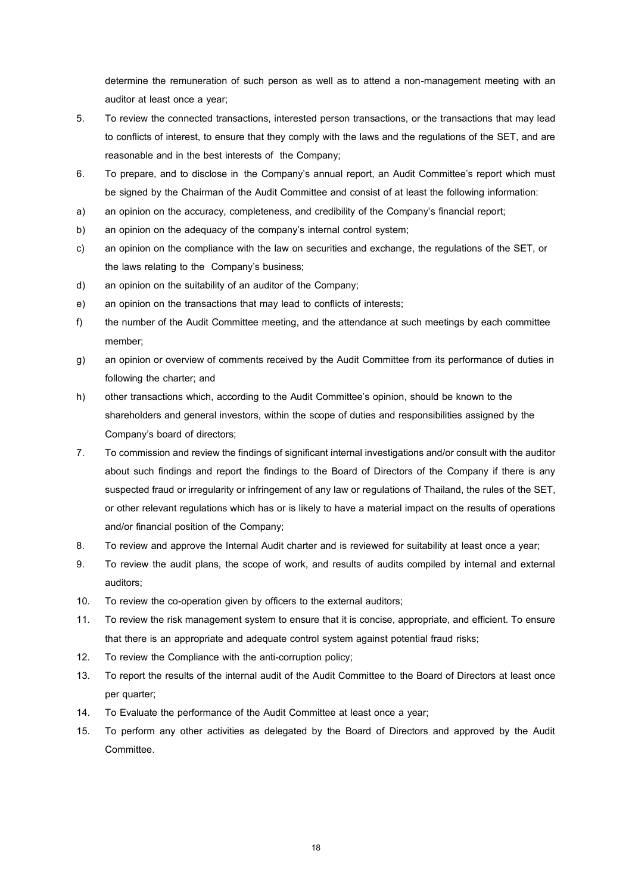determine the remuneration of such person as well as to attend a non-management meeting with an auditor at least once a year;

5. To review the connected transactions, interested person transactions, or the transactions that may lead to conflicts of interest, to ensure that they comply with the laws and the regulations of the SET, and are reasonable and in the best interests of the Company;
6. To prepare, and to disclose in the Company's annual report, an Audit Committee's report which must be signed by the Chairman of the Audit Committee and consist of at least the following information:

a) an opinion on the accuracy, completeness, and credibility of the Company's financial report;

b) an opinion on the adequacy of the company's internal control system;

c) an opinion on the compliance with the law on securities and exchange, the regulations of the SET, or the laws relating to the Company's business;

d) an opinion on the suitability of an auditor of the Company;

e) an opinion on the transactions that may lead to conflicts of interests;

f) the number of the Audit Committee meeting, and the attendance at such meetings by each committee member;

g) an opinion or overview of comments received by the Audit Committee from its performance of duties in following the charter; and

h) other transactions which, according to the Audit Committee's opinion, should be known to the shareholders and general investors, within the scope of duties and responsibilities assigned by the Company's board of directors;

7. To commission and review the findings of significant internal investigations and/or consult with the auditor about such findings and report the findings to the Board of Directors of the Company if there is any suspected fraud or irregularity or infringement of any law or regulations of Thailand, the rules of the SET, or other relevant regulations which has or is likely to have a material impact on the results of operations and/or financial position of the Company;
8. To review and approve the Internal Audit charter and is reviewed for suitability at least once a year;
9. To review the audit plans, the scope of work, and results of audits compiled by internal and external auditors;
10. To review the co-operation given by officers to the external auditors;
11. To review the risk management system to ensure that it is concise, appropriate, and efficient. To ensure that there is an appropriate and adequate control system against potential fraud risks;
12. To review the Compliance with the anti-corruption policy;
13. To report the results of the internal audit of the Audit Committee to the Board of Directors at least once per quarter;
14. To Evaluate the performance of the Audit Committee at least once a year;
15. To perform any other activities as delegated by the Board of Directors and approved by the Audit Committee.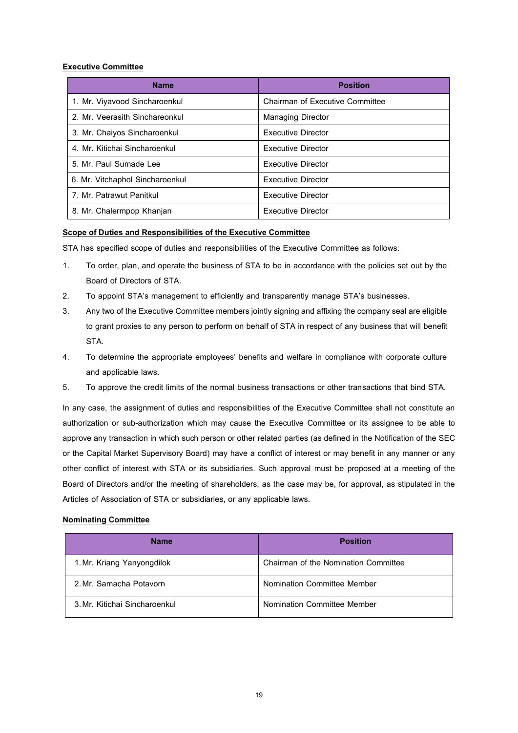**Executive Committee**

| Name | Position |
|---|---|
| 1. Mr. Viyavood Sincharoenkul | Chairman of Executive Committee |
| 2. Mr. Veerasith Sinchareonkul | Managing Director |
| 3. Mr. Chaiyos Sincharoenkul | Executive Director |
| 4. Mr. Kitichai Sincharoenkul | Executive Director |
| 5. Mr. Paul Sumade Lee | Executive Director |
| 6. Mr. Vitchaphol Sincharoenkul | Executive Director |
| 7. Mr. Patrawut Panitkul | Executive Director |
| 8. Mr. Chalermpop Khanjan | Executive Director |

**Scope of Duties and Responsibilities of the Executive Committee**

STA has specified scope of duties and responsibilities of the Executive Committee as follows:

1. To order, plan, and operate the business of STA to be in accordance with the policies set out by the Board of Directors of STA.
2. To appoint STA's management to efficiently and transparently manage STA's businesses.
3. Any two of the Executive Committee members jointly signing and affixing the company seal are eligible to grant proxies to any person to perform on behalf of STA in respect of any business that will benefit STA.
4. To determine the appropriate employees' benefits and welfare in compliance with corporate culture and applicable laws.
5. To approve the credit limits of the normal business transactions or other transactions that bind STA.

In any case, the assignment of duties and responsibilities of the Executive Committee shall not constitute an authorization or sub-authorization which may cause the Executive Committee or its assignee to be able to approve any transaction in which such person or other related parties (as defined in the Notification of the SEC or the Capital Market Supervisory Board) may have a conflict of interest or may benefit in any manner or any other conflict of interest with STA or its subsidiaries. Such approval must be proposed at a meeting of the Board of Directors and/or the meeting of shareholders, as the case may be, for approval, as stipulated in the Articles of Association of STA or subsidiaries, or any applicable laws.

**Nominating Committee**

| Name | Position |
|---|---|
| 1. Mr. Kriang Yanyongdilok | Chairman of the Nomination Committee |
| 2. Mr. Samacha Potavorn | Nomination Committee Member |
| 3. Mr. Kitichai Sincharoenkul | Nomination Committee Member |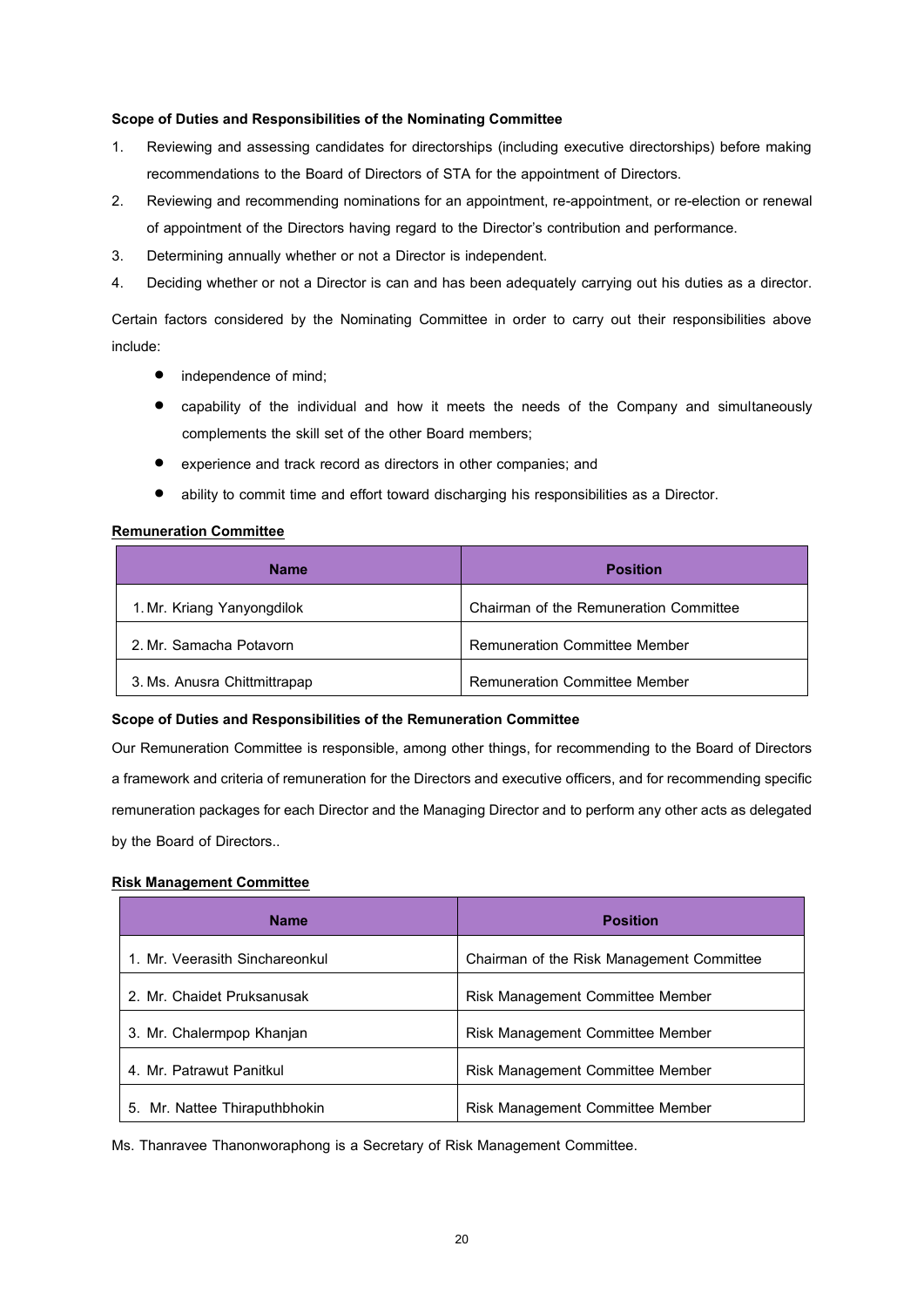**Scope of Duties and Responsibilities of the Nominating Committee**

1. Reviewing and assessing candidates for directorships (including executive directorships) before making recommendations to the Board of Directors of STA for the appointment of Directors.
2. Reviewing and recommending nominations for an appointment, re-appointment, or re-election or renewal of appointment of the Directors having regard to the Director's contribution and performance.
3. Determining annually whether or not a Director is independent.
4. Deciding whether or not a Director is can and has been adequately carrying out his duties as a director.

Certain factors considered by the Nominating Committee in order to carry out their responsibilities above include:

- independence of mind;
- capability of the individual and how it meets the needs of the Company and simultaneously complements the skill set of the other Board members;
- experience and track record as directors in other companies; and
- ability to commit time and effort toward discharging his responsibilities as a Director.

**Remuneration Committee**

| Name | Position |
|---|---|
| 1. Mr. Kriang Yanyongdilok | Chairman of the Remuneration Committee |
| 2. Mr. Samacha Potavorn | Remuneration Committee Member |
| 3. Ms. Anusra Chittmittrapap | Remuneration Committee Member |

**Scope of Duties and Responsibilities of the Remuneration Committee**

Our Remuneration Committee is responsible, among other things, for recommending to the Board of Directors a framework and criteria of remuneration for the Directors and executive officers, and for recommending specific remuneration packages for each Director and the Managing Director and to perform any other acts as delegated by the Board of Directors..

**Risk Management Committee**

| Name | Position |
|---|---|
| 1. Mr. Veerasith Sinchareonkul | Chairman of the Risk Management Committee |
| 2. Mr. Chaidet Pruksanusak | Risk Management Committee Member |
| 3. Mr. Chalermpop Khanjan | Risk Management Committee Member |
| 4. Mr. Patrawut Panitkul | Risk Management Committee Member |
| 5. Mr. Nattee Thiraputhbhokin | Risk Management Committee Member |

Ms. Thanravee Thanonworaphong is a Secretary of Risk Management Committee.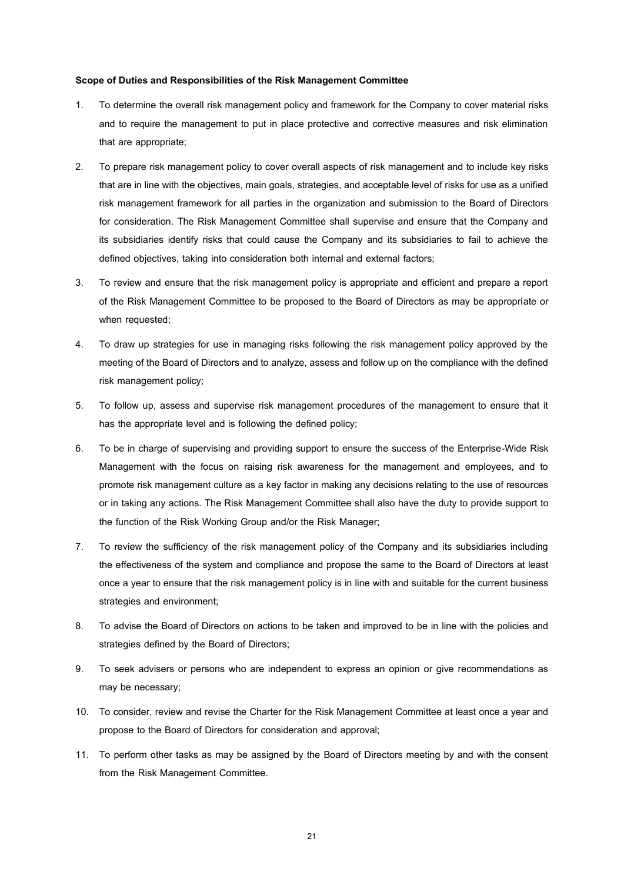**Scope of Duties and Responsibilities of the Risk Management Committee**

1. To determine the overall risk management policy and framework for the Company to cover material risks and to require the management to put in place protective and corrective measures and risk elimination that are appropriate;
2. To prepare risk management policy to cover overall aspects of risk management and to include key risks that are in line with the objectives, main goals, strategies, and acceptable level of risks for use as a unified risk management framework for all parties in the organization and submission to the Board of Directors for consideration. The Risk Management Committee shall supervise and ensure that the Company and its subsidiaries identify risks that could cause the Company and its subsidiaries to fail to achieve the defined objectives, taking into consideration both internal and external factors;
3. To review and ensure that the risk management policy is appropriate and efficient and prepare a report of the Risk Management Committee to be proposed to the Board of Directors as may be appropriate or when requested;
4. To draw up strategies for use in managing risks following the risk management policy approved by the meeting of the Board of Directors and to analyze, assess and follow up on the compliance with the defined risk management policy;
5. To follow up, assess and supervise risk management procedures of the management to ensure that it has the appropriate level and is following the defined policy;
6. To be in charge of supervising and providing support to ensure the success of the Enterprise-Wide Risk Management with the focus on raising risk awareness for the management and employees, and to promote risk management culture as a key factor in making any decisions relating to the use of resources or in taking any actions. The Risk Management Committee shall also have the duty to provide support to the function of the Risk Working Group and/or the Risk Manager;
7. To review the sufficiency of the risk management policy of the Company and its subsidiaries including the effectiveness of the system and compliance and propose the same to the Board of Directors at least once a year to ensure that the risk management policy is in line with and suitable for the current business strategies and environment;
8. To advise the Board of Directors on actions to be taken and improved to be in line with the policies and strategies defined by the Board of Directors;
9. To seek advisers or persons who are independent to express an opinion or give recommendations as may be necessary;
10. To consider, review and revise the Charter for the Risk Management Committee at least once a year and propose to the Board of Directors for consideration and approval;
11. To perform other tasks as may be assigned by the Board of Directors meeting by and with the consent from the Risk Management Committee.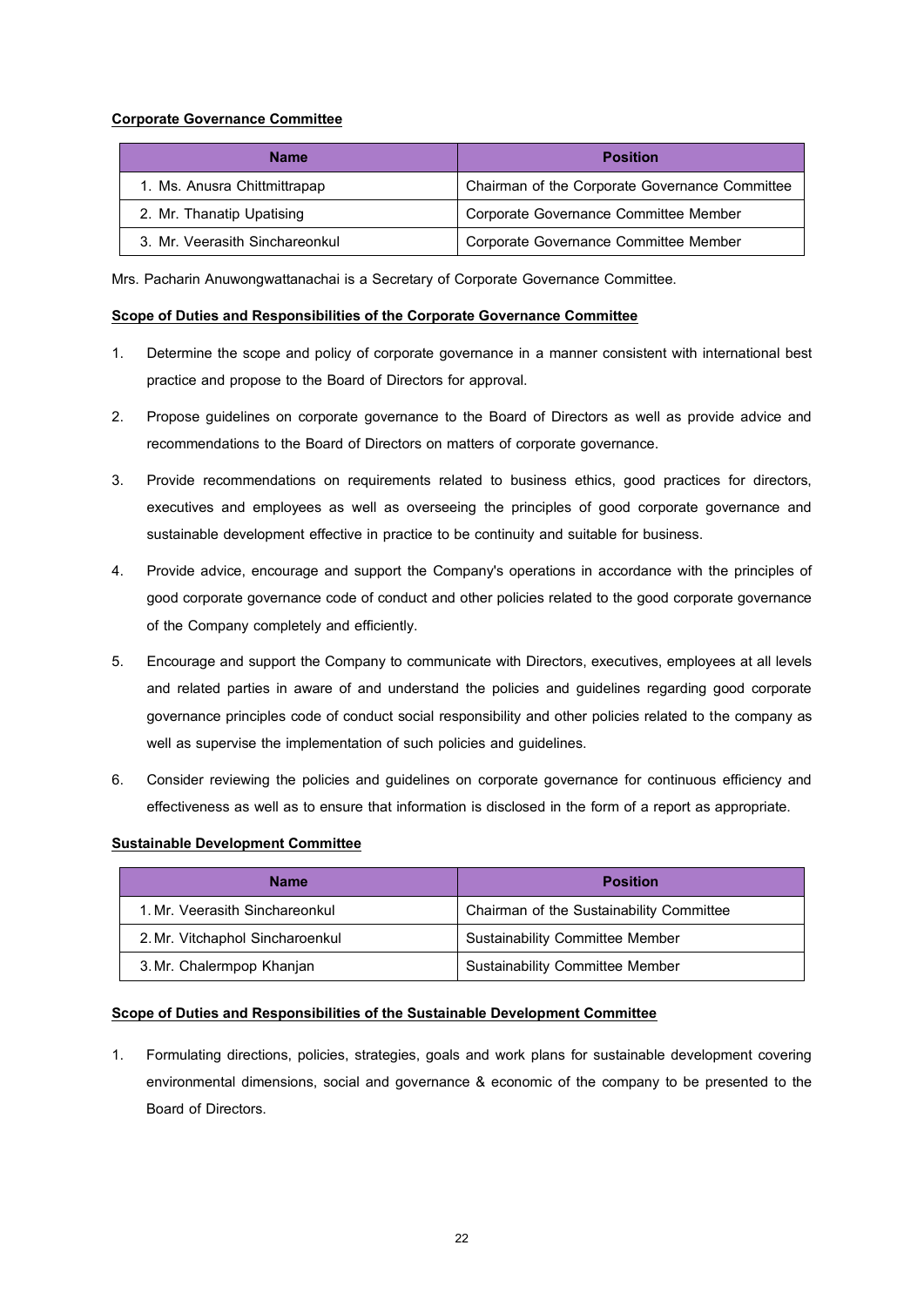**Corporate Governance Committee**

| Name | Position |
|---|---|
| 1. Ms. Anusra Chittmittrapap | Chairman of the Corporate Governance Committee |
| 2. Mr. Thanatip Upatising | Corporate Governance Committee Member |
| 3. Mr. Veerasith Sinchareonkul | Corporate Governance Committee Member |

Mrs. Pacharin Anuwongwattanachai is a Secretary of Corporate Governance Committee.

**Scope of Duties and Responsibilities of the Corporate Governance Committee**

1. Determine the scope and policy of corporate governance in a manner consistent with international best practice and propose to the Board of Directors for approval.
2. Propose guidelines on corporate governance to the Board of Directors as well as provide advice and recommendations to the Board of Directors on matters of corporate governance.
3. Provide recommendations on requirements related to business ethics, good practices for directors, executives and employees as well as overseeing the principles of good corporate governance and sustainable development effective in practice to be continuity and suitable for business.
4. Provide advice, encourage and support the Company's operations in accordance with the principles of good corporate governance code of conduct and other policies related to the good corporate governance of the Company completely and efficiently.
5. Encourage and support the Company to communicate with Directors, executives, employees at all levels and related parties in aware of and understand the policies and guidelines regarding good corporate governance principles code of conduct social responsibility and other policies related to the company as well as supervise the implementation of such policies and guidelines.
6. Consider reviewing the policies and guidelines on corporate governance for continuous efficiency and effectiveness as well as to ensure that information is disclosed in the form of a report as appropriate.

**Sustainable Development Committee**

| Name | Position |
|---|---|
| 1. Mr. Veerasith Sinchareonkul | Chairman of the Sustainability Committee |
| 2. Mr. Vitchaphol Sincharoenkul | Sustainability Committee Member |
| 3. Mr. Chalermpop Khanjan | Sustainability Committee Member |

**Scope of Duties and Responsibilities of the Sustainable Development Committee**

1. Formulating directions, policies, strategies, goals and work plans for sustainable development covering environmental dimensions, social and governance & economic of the company to be presented to the Board of Directors.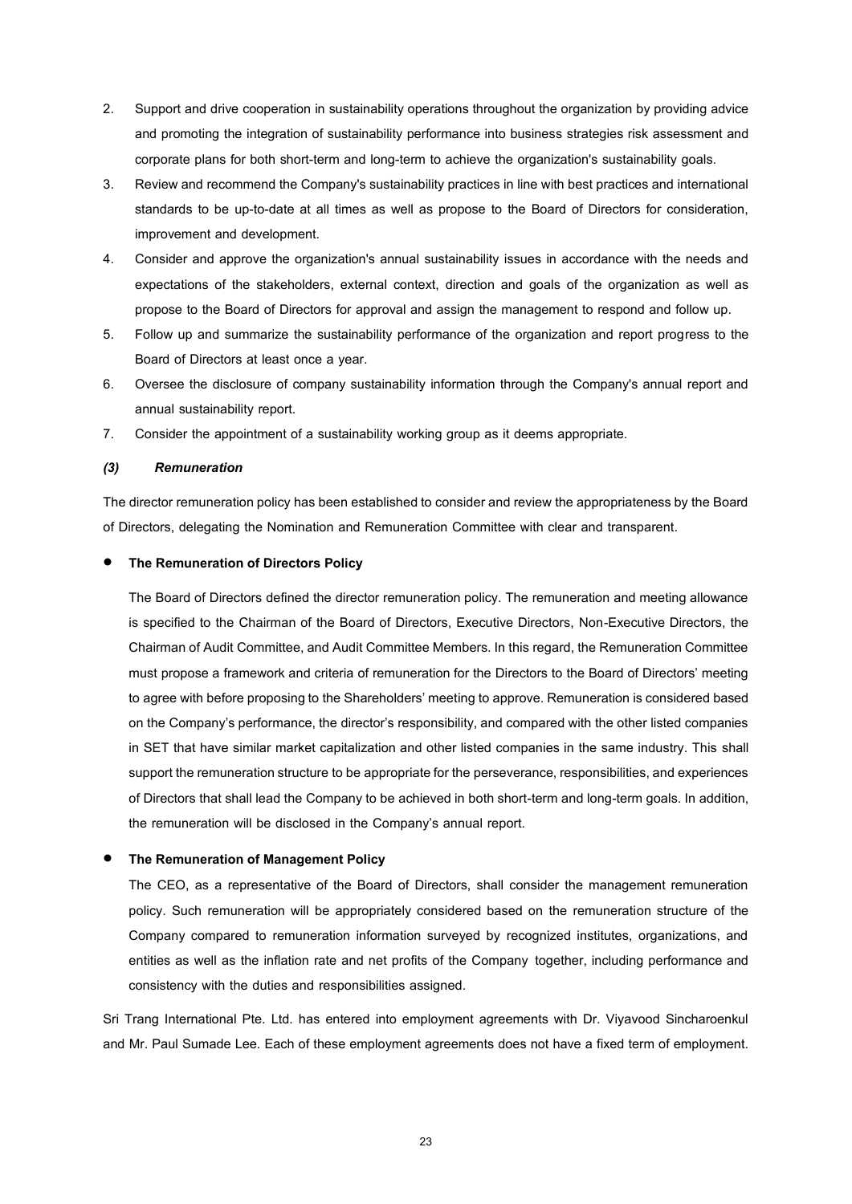2. Support and drive cooperation in sustainability operations throughout the organization by providing advice and promoting the integration of sustainability performance into business strategies risk assessment and corporate plans for both short-term and long-term to achieve the organization's sustainability goals.
3. Review and recommend the Company's sustainability practices in line with best practices and international standards to be up-to-date at all times as well as propose to the Board of Directors for consideration, improvement and development.
4. Consider and approve the organization's annual sustainability issues in accordance with the needs and expectations of the stakeholders, external context, direction and goals of the organization as well as propose to the Board of Directors for approval and assign the management to respond and follow up.
5. Follow up and summarize the sustainability performance of the organization and report progress to the Board of Directors at least once a year.
6. Oversee the disclosure of company sustainability information through the Company's annual report and annual sustainability report.
7. Consider the appointment of a sustainability working group as it deems appropriate.

***(3) Remuneration***

The director remuneration policy has been established to consider and review the appropriateness by the Board of Directors, delegating the Nomination and Remuneration Committee with clear and transparent.

- **The Remuneration of Directors Policy**

  The Board of Directors defined the director remuneration policy. The remuneration and meeting allowance is specified to the Chairman of the Board of Directors, Executive Directors, Non-Executive Directors, the Chairman of Audit Committee, and Audit Committee Members. In this regard, the Remuneration Committee must propose a framework and criteria of remuneration for the Directors to the Board of Directors' meeting to agree with before proposing to the Shareholders' meeting to approve. Remuneration is considered based on the Company's performance, the director's responsibility, and compared with the other listed companies in SET that have similar market capitalization and other listed companies in the same industry. This shall support the remuneration structure to be appropriate for the perseverance, responsibilities, and experiences of Directors that shall lead the Company to be achieved in both short-term and long-term goals. In addition, the remuneration will be disclosed in the Company's annual report.

- **The Remuneration of Management Policy**

  The CEO, as a representative of the Board of Directors, shall consider the management remuneration policy. Such remuneration will be appropriately considered based on the remuneration structure of the Company compared to remuneration information surveyed by recognized institutes, organizations, and entities as well as the inflation rate and net profits of the Company together, including performance and consistency with the duties and responsibilities assigned.

Sri Trang International Pte. Ltd. has entered into employment agreements with Dr. Viyavood Sincharoenkul and Mr. Paul Sumade Lee. Each of these employment agreements does not have a fixed term of employment.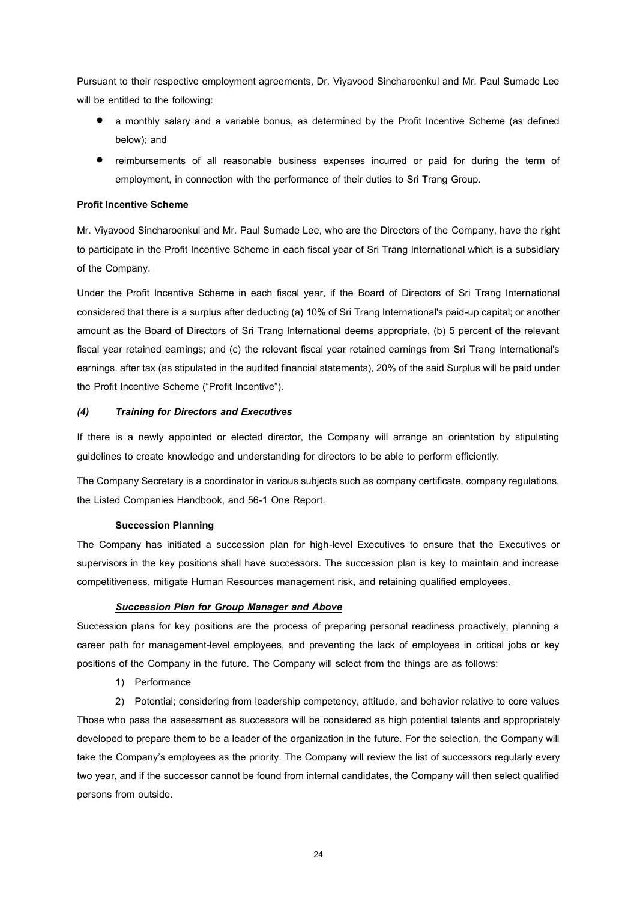Pursuant to their respective employment agreements, Dr. Viyavood Sincharoenkul and Mr. Paul Sumade Lee will be entitled to the following:

- a monthly salary and a variable bonus, as determined by the Profit Incentive Scheme (as defined below); and
- reimbursements of all reasonable business expenses incurred or paid for during the term of employment, in connection with the performance of their duties to Sri Trang Group.

**Profit Incentive Scheme**

Mr. Viyavood Sincharoenkul and Mr. Paul Sumade Lee, who are the Directors of the Company, have the right to participate in the Profit Incentive Scheme in each fiscal year of Sri Trang International which is a subsidiary of the Company.

Under the Profit Incentive Scheme in each fiscal year, if the Board of Directors of Sri Trang International considered that there is a surplus after deducting (a) 10% of Sri Trang International's paid-up capital; or another amount as the Board of Directors of Sri Trang International deems appropriate, (b) 5 percent of the relevant fiscal year retained earnings; and (c) the relevant fiscal year retained earnings from Sri Trang International's earnings. after tax (as stipulated in the audited financial statements), 20% of the said Surplus will be paid under the Profit Incentive Scheme ("Profit Incentive").

***(4) Training for Directors and Executives***

If there is a newly appointed or elected director, the Company will arrange an orientation by stipulating guidelines to create knowledge and understanding for directors to be able to perform efficiently.

The Company Secretary is a coordinator in various subjects such as company certificate, company regulations, the Listed Companies Handbook, and 56-1 One Report.

**Succession Planning**

The Company has initiated a succession plan for high-level Executives to ensure that the Executives or supervisors in the key positions shall have successors. The succession plan is key to maintain and increase competitiveness, mitigate Human Resources management risk, and retaining qualified employees.

***Succession Plan for Group Manager and Above***

Succession plans for key positions are the process of preparing personal readiness proactively, planning a career path for management-level employees, and preventing the lack of employees in critical jobs or key positions of the Company in the future. The Company will select from the things are as follows:

1) Performance

2) Potential; considering from leadership competency, attitude, and behavior relative to core values Those who pass the assessment as successors will be considered as high potential talents and appropriately developed to prepare them to be a leader of the organization in the future. For the selection, the Company will take the Company's employees as the priority. The Company will review the list of successors regularly every two year, and if the successor cannot be found from internal candidates, the Company will then select qualified persons from outside.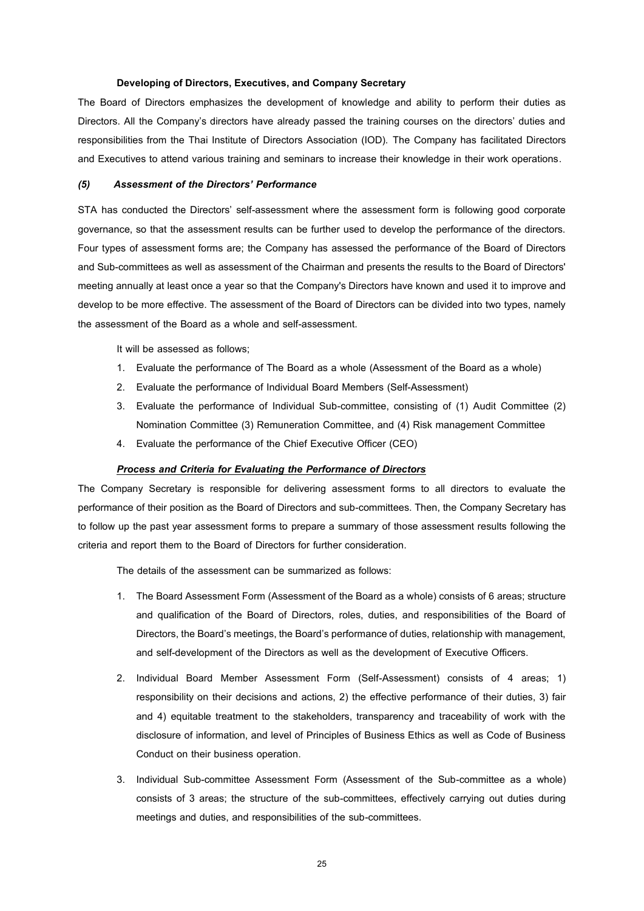**Developing of Directors, Executives, and Company Secretary**

The Board of Directors emphasizes the development of knowledge and ability to perform their duties as Directors. All the Company's directors have already passed the training courses on the directors' duties and responsibilities from the Thai Institute of Directors Association (IOD). The Company has facilitated Directors and Executives to attend various training and seminars to increase their knowledge in their work operations.

***(5) Assessment of the Directors' Performance***

STA has conducted the Directors' self-assessment where the assessment form is following good corporate governance, so that the assessment results can be further used to develop the performance of the directors. Four types of assessment forms are; the Company has assessed the performance of the Board of Directors and Sub-committees as well as assessment of the Chairman and presents the results to the Board of Directors' meeting annually at least once a year so that the Company's Directors have known and used it to improve and develop to be more effective. The assessment of the Board of Directors can be divided into two types, namely the assessment of the Board as a whole and self-assessment.

It will be assessed as follows;

1. Evaluate the performance of The Board as a whole (Assessment of the Board as a whole)
2. Evaluate the performance of Individual Board Members (Self-Assessment)
3. Evaluate the performance of Individual Sub-committee, consisting of (1) Audit Committee (2) Nomination Committee (3) Remuneration Committee, and (4) Risk management Committee
4. Evaluate the performance of the Chief Executive Officer (CEO)

***<u>Process and Criteria for Evaluating the Performance of Directors</u>***

The Company Secretary is responsible for delivering assessment forms to all directors to evaluate the performance of their position as the Board of Directors and sub-committees. Then, the Company Secretary has to follow up the past year assessment forms to prepare a summary of those assessment results following the criteria and report them to the Board of Directors for further consideration.

The details of the assessment can be summarized as follows:

1. The Board Assessment Form (Assessment of the Board as a whole) consists of 6 areas; structure and qualification of the Board of Directors, roles, duties, and responsibilities of the Board of Directors, the Board's meetings, the Board's performance of duties, relationship with management, and self-development of the Directors as well as the development of Executive Officers.

2. Individual Board Member Assessment Form (Self-Assessment) consists of 4 areas; 1) responsibility on their decisions and actions, 2) the effective performance of their duties, 3) fair and 4) equitable treatment to the stakeholders, transparency and traceability of work with the disclosure of information, and level of Principles of Business Ethics as well as Code of Business Conduct on their business operation.

3. Individual Sub-committee Assessment Form (Assessment of the Sub-committee as a whole) consists of 3 areas; the structure of the sub-committees, effectively carrying out duties during meetings and duties, and responsibilities of the sub-committees.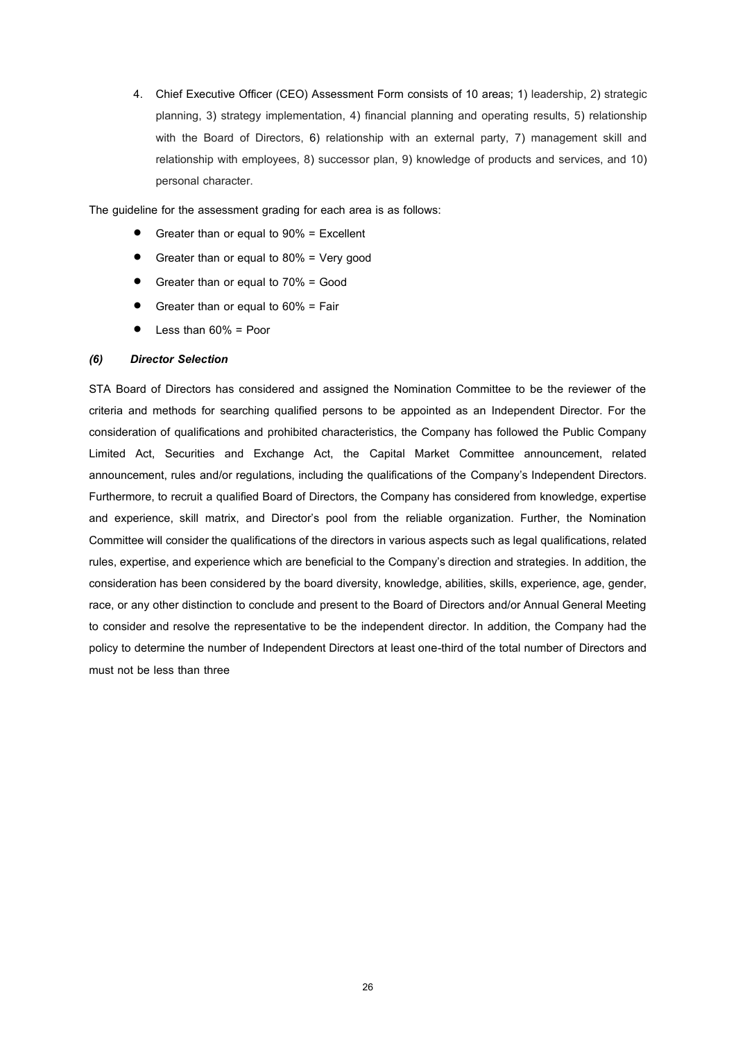4. Chief Executive Officer (CEO) Assessment Form consists of 10 areas; 1) leadership, 2) strategic planning, 3) strategy implementation, 4) financial planning and operating results, 5) relationship with the Board of Directors, 6) relationship with an external party, 7) management skill and relationship with employees, 8) successor plan, 9) knowledge of products and services, and 10) personal character.

The guideline for the assessment grading for each area is as follows:

- Greater than or equal to 90% = Excellent
- Greater than or equal to 80% = Very good
- Greater than or equal to 70% = Good
- Greater than or equal to 60% = Fair
- Less than 60% = Poor

***(6) Director Selection***

STA Board of Directors has considered and assigned the Nomination Committee to be the reviewer of the criteria and methods for searching qualified persons to be appointed as an Independent Director. For the consideration of qualifications and prohibited characteristics, the Company has followed the Public Company Limited Act, Securities and Exchange Act, the Capital Market Committee announcement, related announcement, rules and/or regulations, including the qualifications of the Company's Independent Directors. Furthermore, to recruit a qualified Board of Directors, the Company has considered from knowledge, expertise and experience, skill matrix, and Director's pool from the reliable organization. Further, the Nomination Committee will consider the qualifications of the directors in various aspects such as legal qualifications, related rules, expertise, and experience which are beneficial to the Company's direction and strategies. In addition, the consideration has been considered by the board diversity, knowledge, abilities, skills, experience, age, gender, race, or any other distinction to conclude and present to the Board of Directors and/or Annual General Meeting to consider and resolve the representative to be the independent director. In addition, the Company had the policy to determine the number of Independent Directors at least one-third of the total number of Directors and must not be less than three